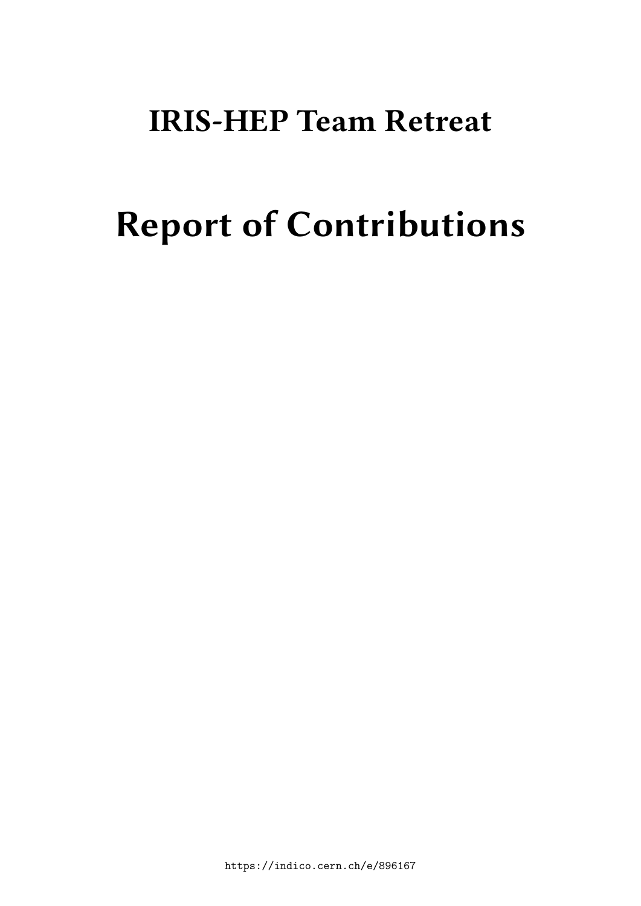# IRIS-HEP Team Retreat

# Report of Contributions

https://indico.cern.ch/e/896167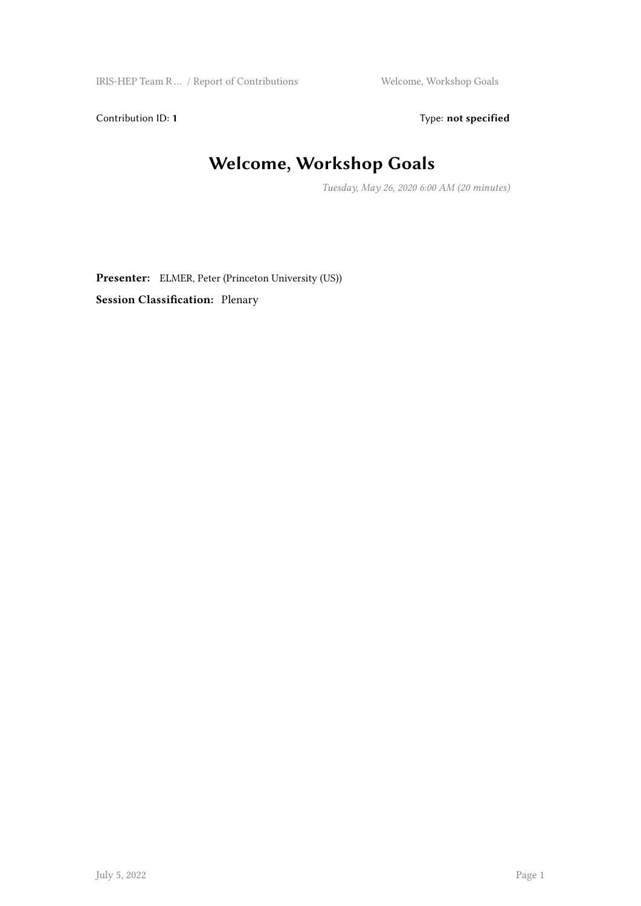Contribution ID: **1** Type: **not specified**

# Welcome, Workshop Goals

*Tuesday, May 26, 2020 6:00 AM (20 minutes)*

**Presenter:** ELMER, Peter (Princeton University (US))

**Session Classification:** Plenary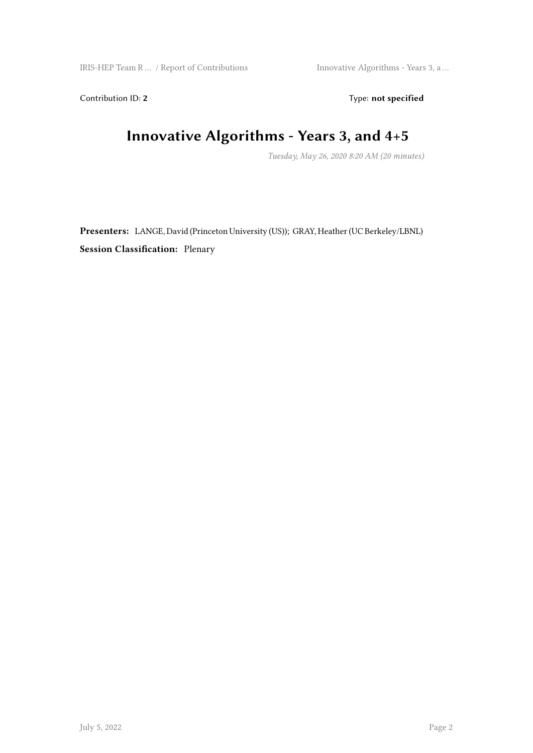Contribution ID: **2** Type: **not specified**

# Innovative Algorithms - Years 3, and 4+5

*Tuesday, May 26, 2020 8:20 AM (20 minutes)*

**Presenters:** LANGE, David (Princeton University (US)); GRAY, Heather (UC Berkeley/LBNL)

**Session Classification:** Plenary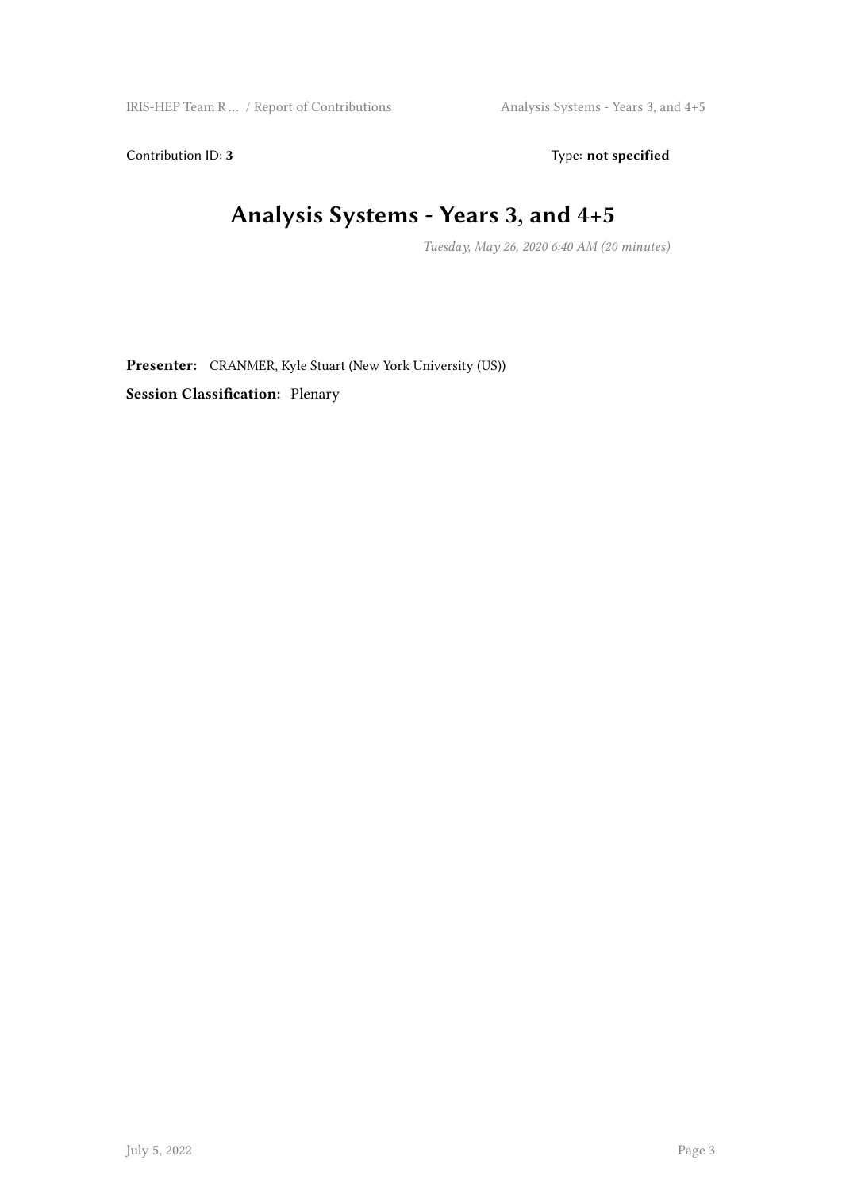Contribution ID: **3** Type: **not specified**

# Analysis Systems - Years 3, and 4+5

*Tuesday, May 26, 2020 6:40 AM (20 minutes)*

**Presenter:** CRANMER, Kyle Stuart (New York University (US))

**Session Classification:** Plenary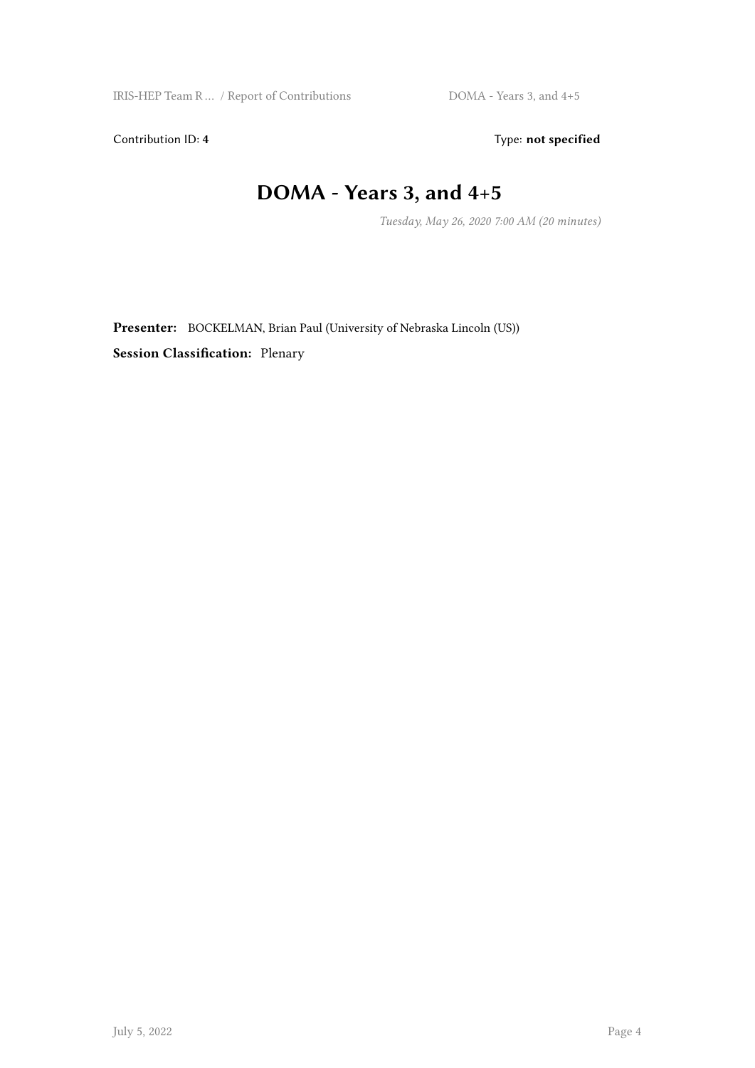Contribution ID: **4** Type: **not specified**

# DOMA - Years 3, and 4+5

*Tuesday, May 26, 2020 7:00 AM (20 minutes)*

**Presenter:** BOCKELMAN, Brian Paul (University of Nebraska Lincoln (US))

**Session Classification:** Plenary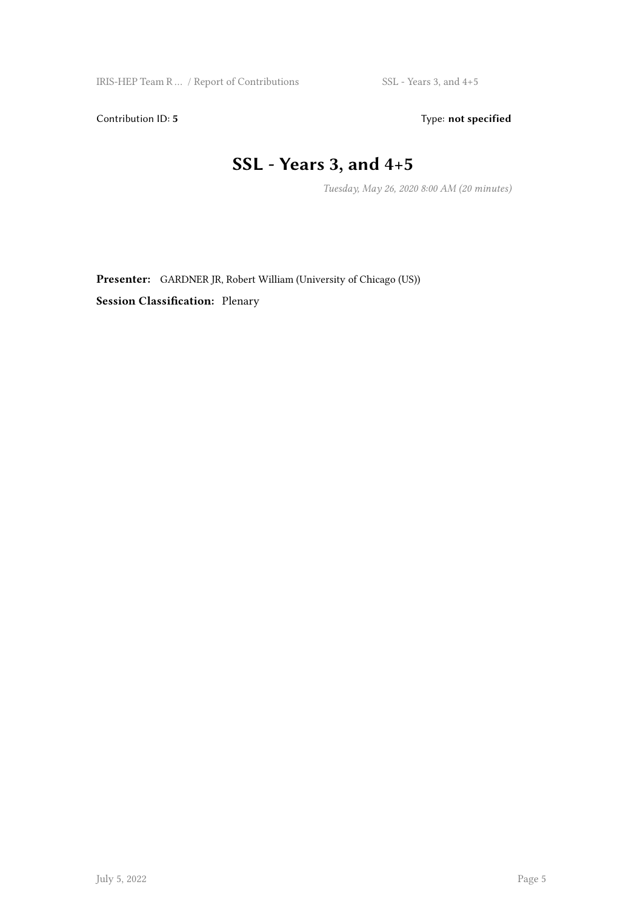Contribution ID: **5** Type: **not specified**

# SSL - Years 3, and 4+5

*Tuesday, May 26, 2020 8:00 AM (20 minutes)*

**Presenter:** GARDNER JR, Robert William (University of Chicago (US))

**Session Classification:** Plenary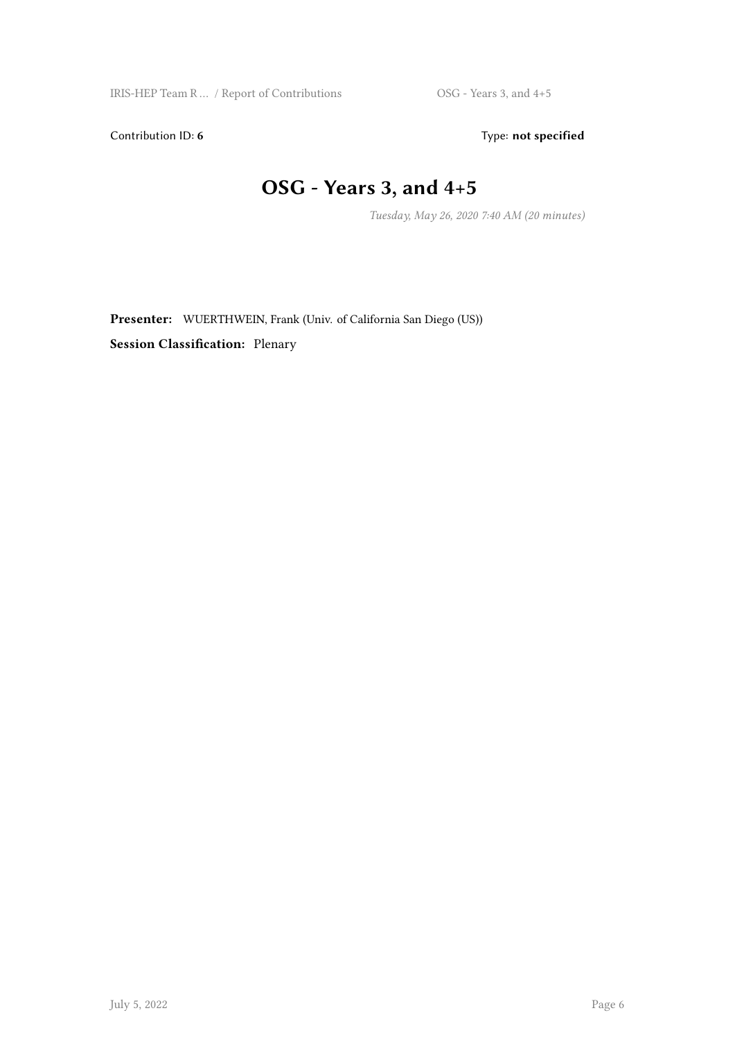Contribution ID: **6** Type: **not specified**

# OSG - Years 3, and 4+5

*Tuesday, May 26, 2020 7:40 AM (20 minutes)*

**Presenter:** WUERTHWEIN, Frank (Univ. of California San Diego (US))

**Session Classification:** Plenary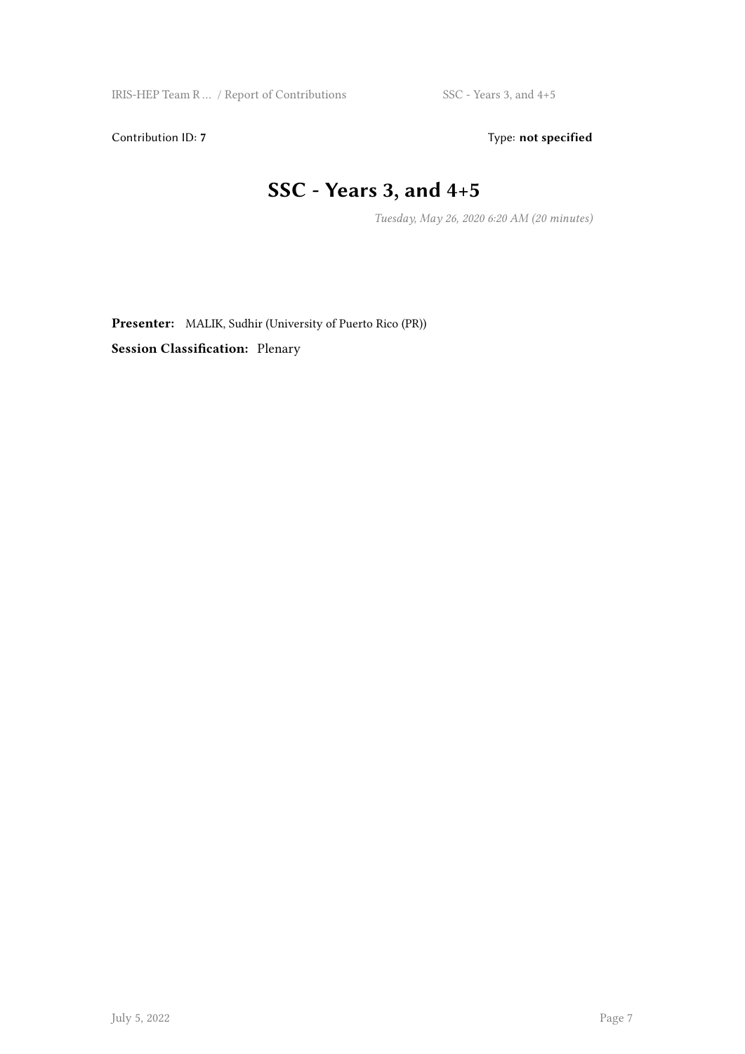Contribution ID: **7** Type: **not specified**

# SSC - Years 3, and 4+5

*Tuesday, May 26, 2020 6:20 AM (20 minutes)*

**Presenter:** MALIK, Sudhir (University of Puerto Rico (PR))

**Session Classification:** Plenary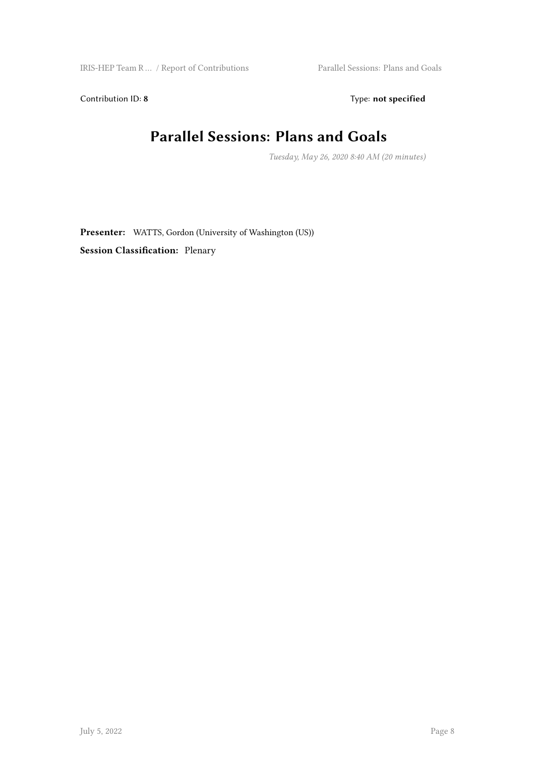Contribution ID: **8** Type: **not specified**

# Parallel Sessions: Plans and Goals

*Tuesday, May 26, 2020 8:40 AM (20 minutes)*

**Presenter:** WATTS, Gordon (University of Washington (US))

**Session Classification:** Plenary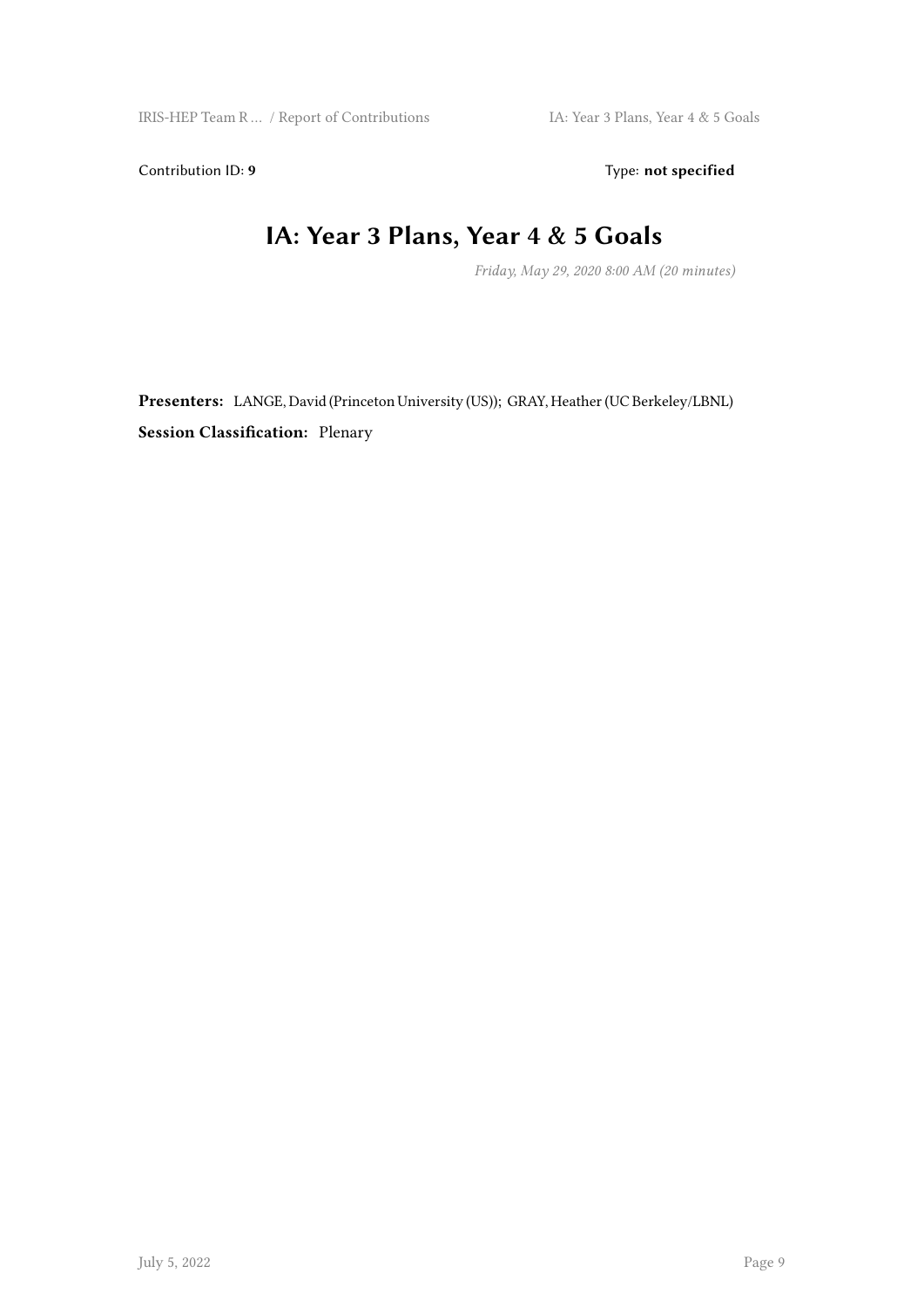Contribution ID: **9** Type: **not specified**

# IA: Year 3 Plans, Year 4 & 5 Goals

*Friday, May 29, 2020 8:00 AM (20 minutes)*

**Presenters:** LANGE, David (Princeton University (US)); GRAY, Heather (UC Berkeley/LBNL)

**Session Classification:** Plenary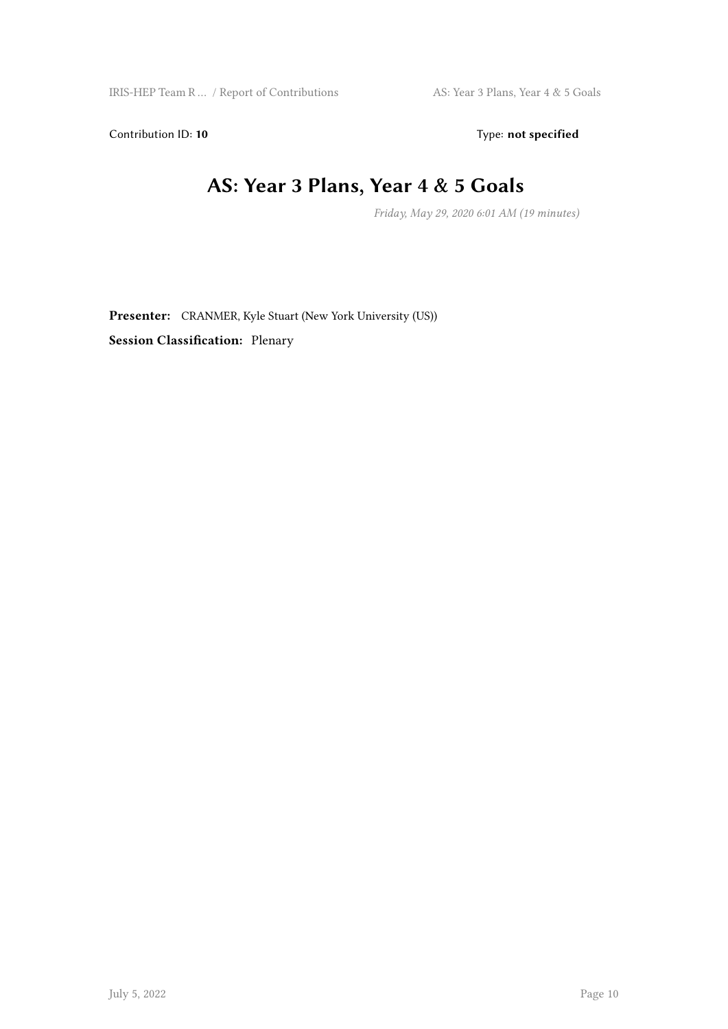Contribution ID: **10** Type: **not specified**

# AS: Year 3 Plans, Year 4 & 5 Goals

*Friday, May 29, 2020 6:01 AM (19 minutes)*

**Presenter:** CRANMER, Kyle Stuart (New York University (US))

**Session Classification:** Plenary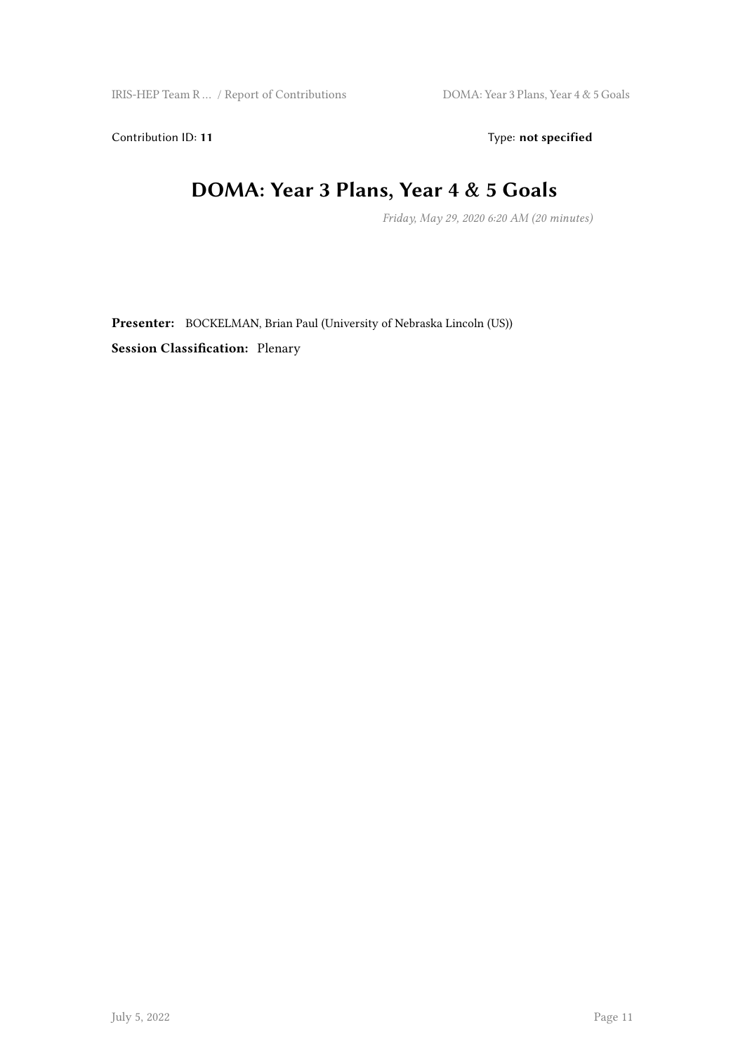Contribution ID: **11** Type: **not specified**

# DOMA: Year 3 Plans, Year 4 & 5 Goals

*Friday, May 29, 2020 6:20 AM (20 minutes)*

**Presenter:** BOCKELMAN, Brian Paul (University of Nebraska Lincoln (US))

**Session Classification:** Plenary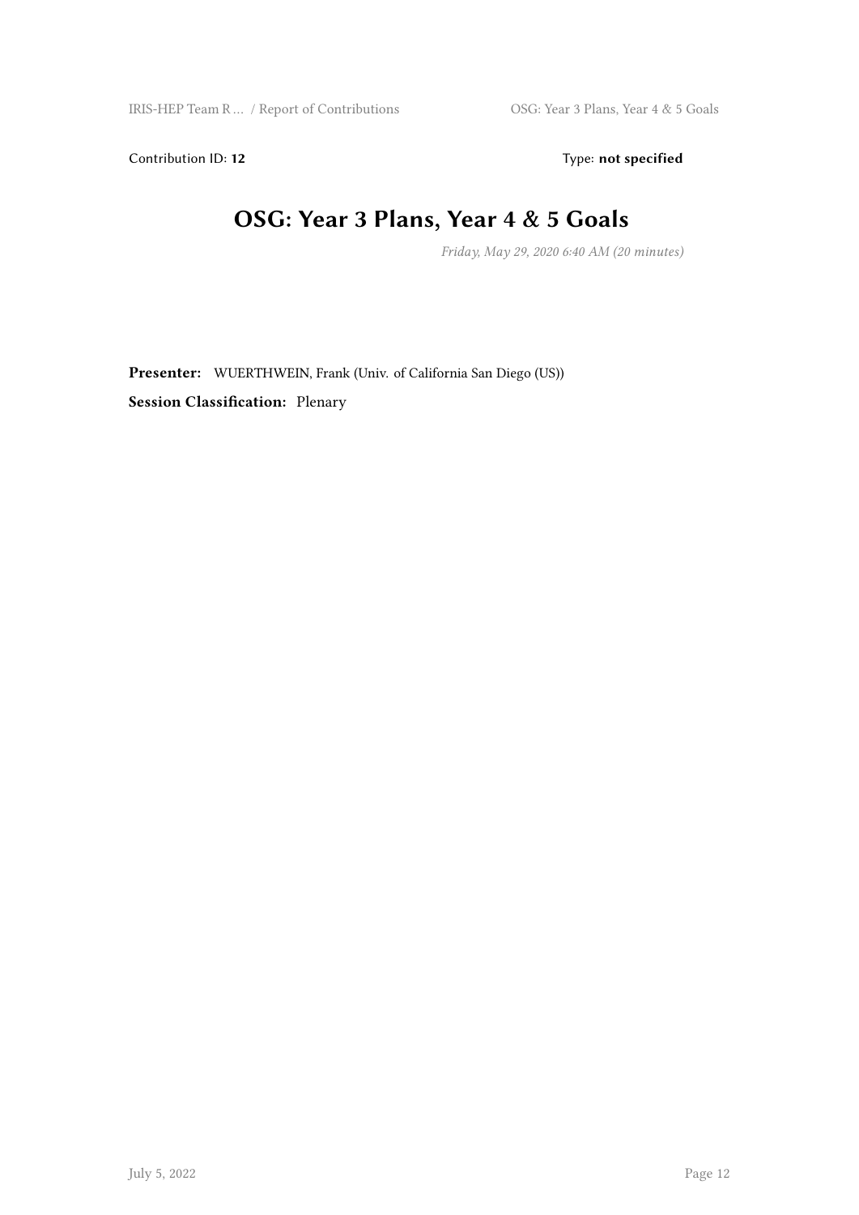Contribution ID: **12** Type: **not specified**

# OSG: Year 3 Plans, Year 4 & 5 Goals

*Friday, May 29, 2020 6:40 AM (20 minutes)*

**Presenter:** WUERTHWEIN, Frank (Univ. of California San Diego (US))

**Session Classification:** Plenary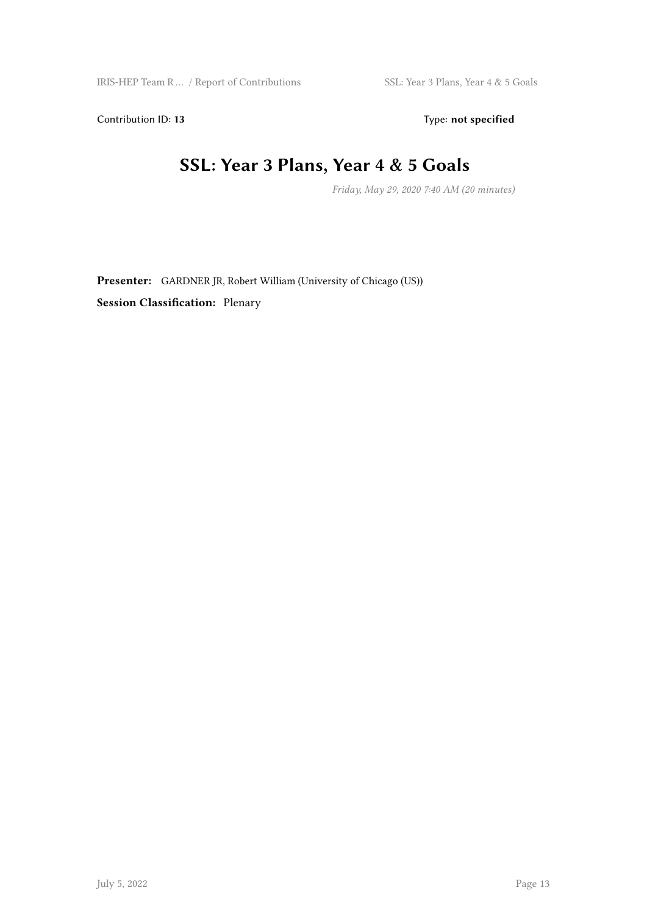Contribution ID: **13** Type: **not specified**

# SSL: Year 3 Plans, Year 4 & 5 Goals

*Friday, May 29, 2020 7:40 AM (20 minutes)*

**Presenter:** GARDNER JR, Robert William (University of Chicago (US))

**Session Classification:** Plenary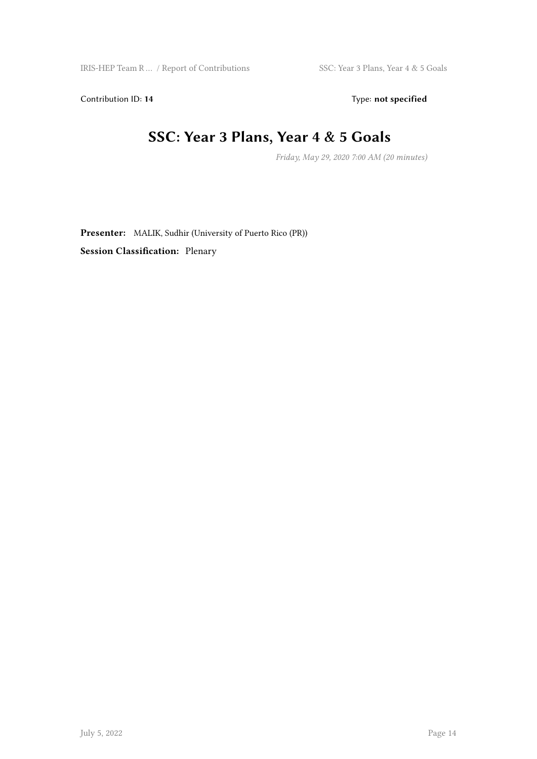Contribution ID: **14** Type: **not specified**

# SSC: Year 3 Plans, Year 4 & 5 Goals

*Friday, May 29, 2020 7:00 AM (20 minutes)*

**Presenter:** MALIK, Sudhir (University of Puerto Rico (PR))

**Session Classification:** Plenary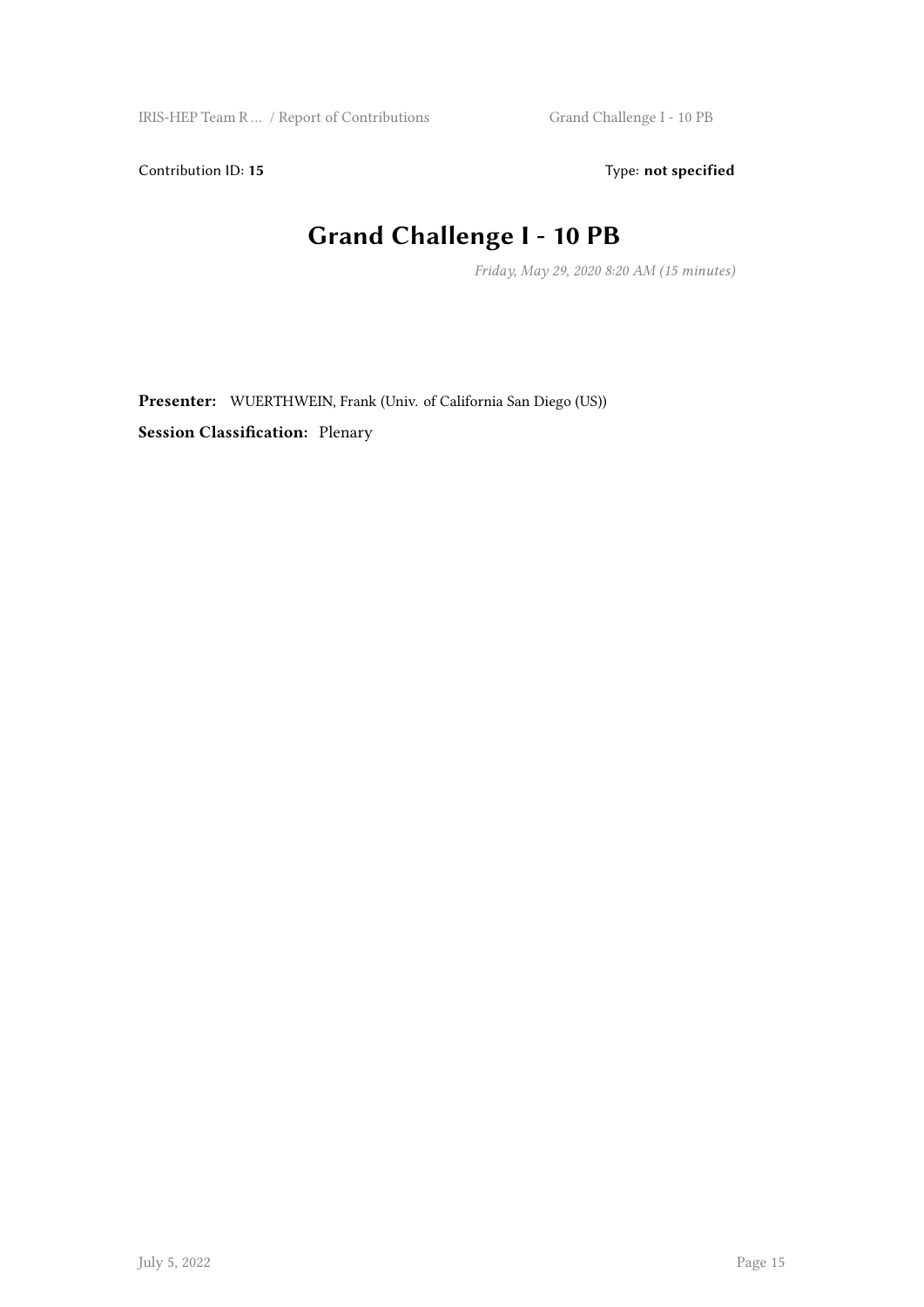Contribution ID: **15** Type: **not specified**

# Grand Challenge I - 10 PB

*Friday, May 29, 2020 8:20 AM (15 minutes)*

**Presenter:** WUERTHWEIN, Frank (Univ. of California San Diego (US))

**Session Classification:** Plenary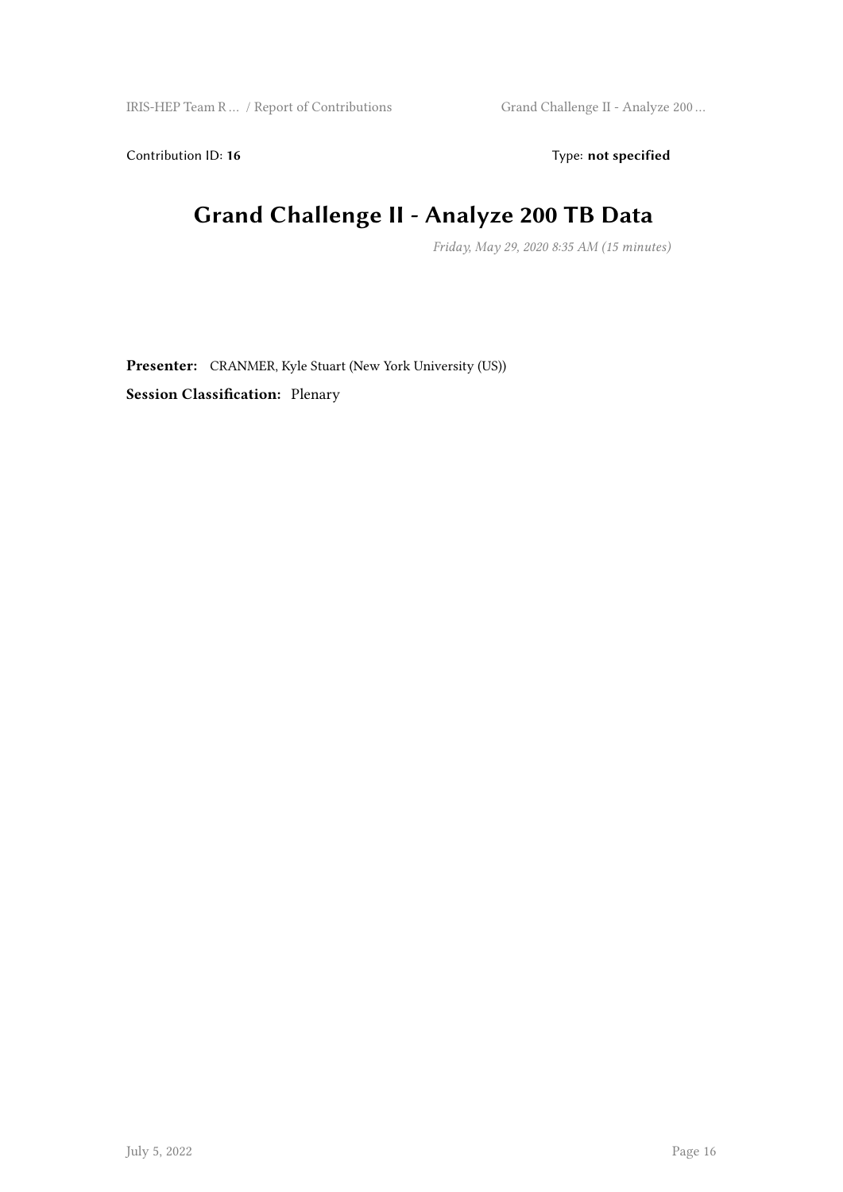Contribution ID: **16** Type: **not specified**

# Grand Challenge II - Analyze 200 TB Data

*Friday, May 29, 2020 8:35 AM (15 minutes)*

**Presenter:** CRANMER, Kyle Stuart (New York University (US))

**Session Classification:** Plenary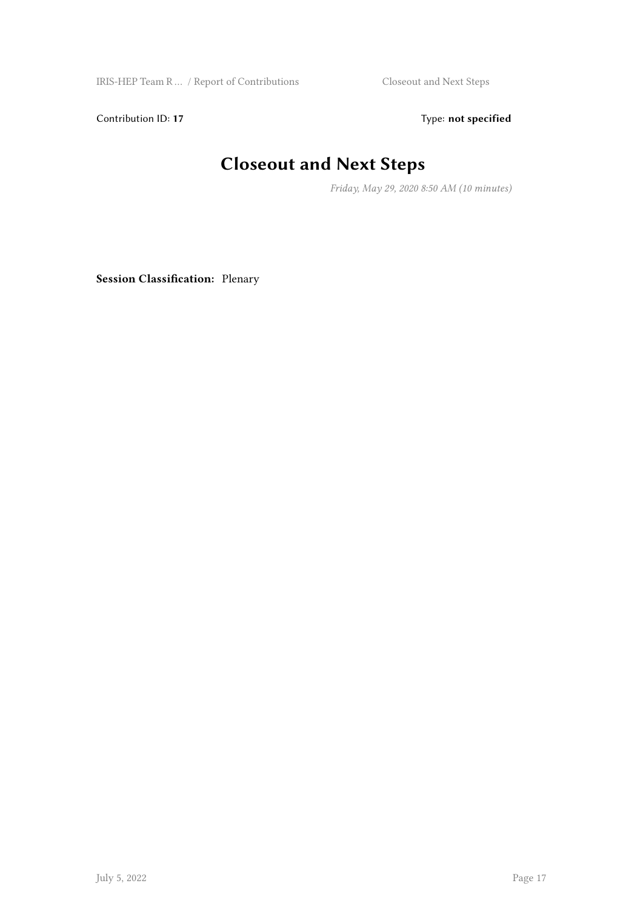Contribution ID: **17** Type: **not specified**

# Closeout and Next Steps

*Friday, May 29, 2020 8:50 AM (10 minutes)*

**Session Classification:** Plenary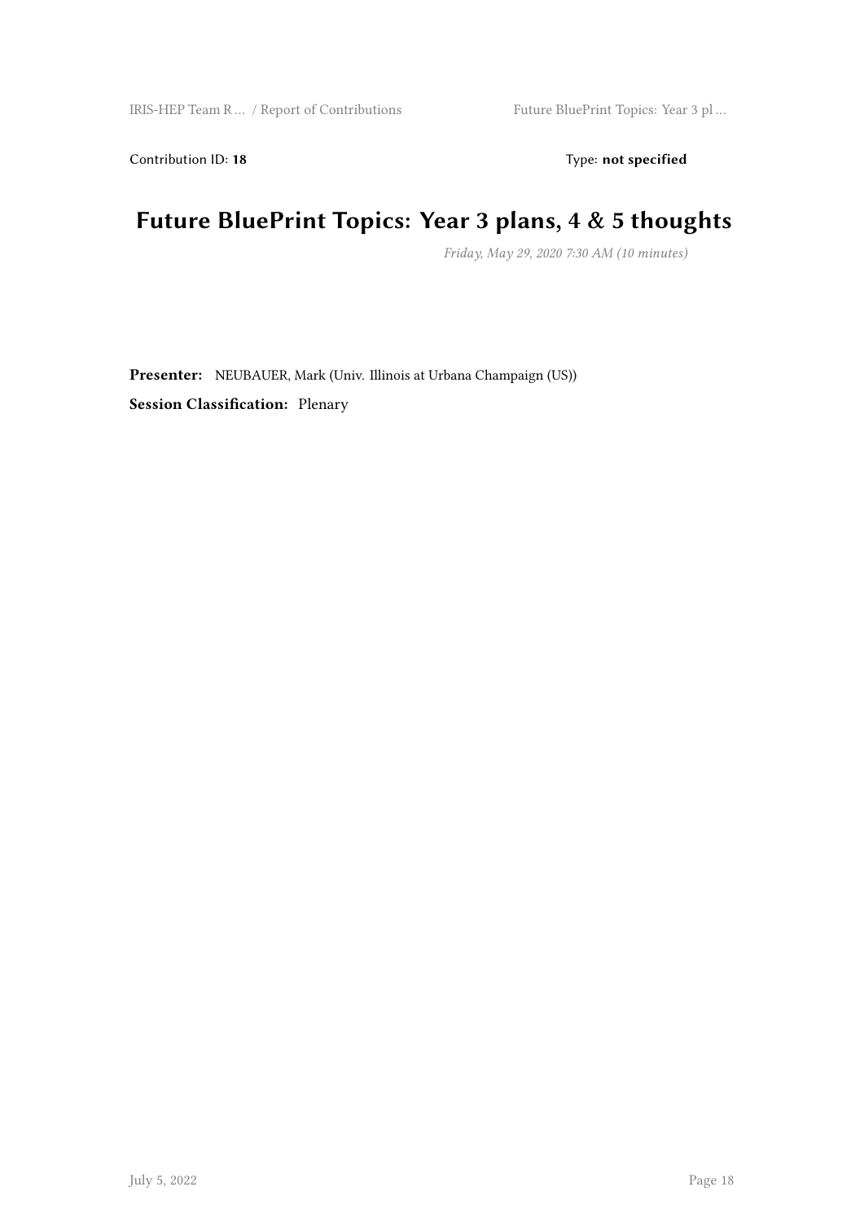Contribution ID: **18** Type: **not specified**

# Future BluePrint Topics: Year 3 plans, 4 & 5 thoughts

*Friday, May 29, 2020 7:30 AM (10 minutes)*

**Presenter:** NEUBAUER, Mark (Univ. Illinois at Urbana Champaign (US))

**Session Classification:** Plenary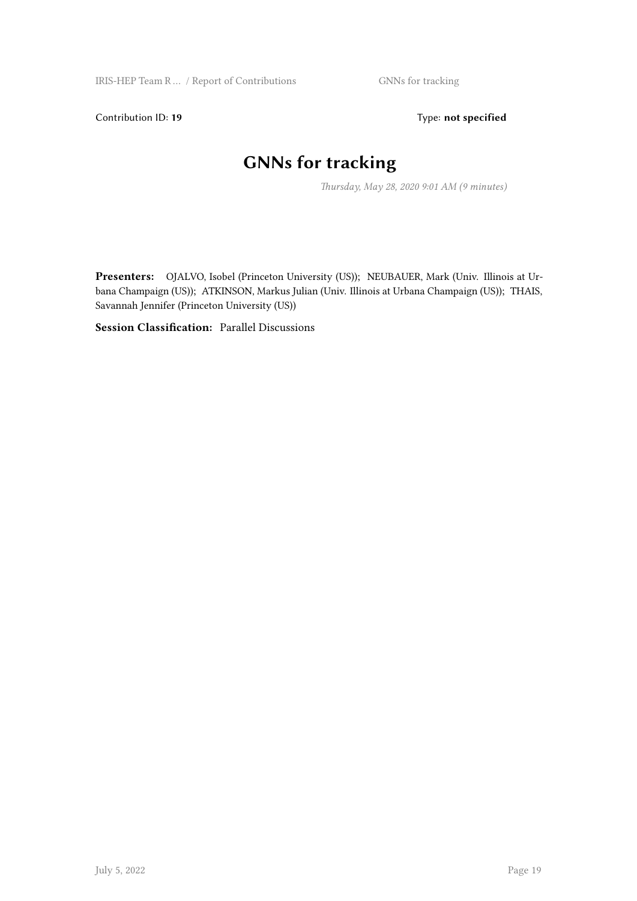Contribution ID: **19** Type: **not specified**

# GNNs for tracking

*Thursday, May 28, 2020 9:01 AM (9 minutes)*

**Presenters:** OJALVO, Isobel (Princeton University (US)); NEUBAUER, Mark (Univ. Illinois at Urbana Champaign (US)); ATKINSON, Markus Julian (Univ. Illinois at Urbana Champaign (US)); THAIS, Savannah Jennifer (Princeton University (US))

**Session Classification:** Parallel Discussions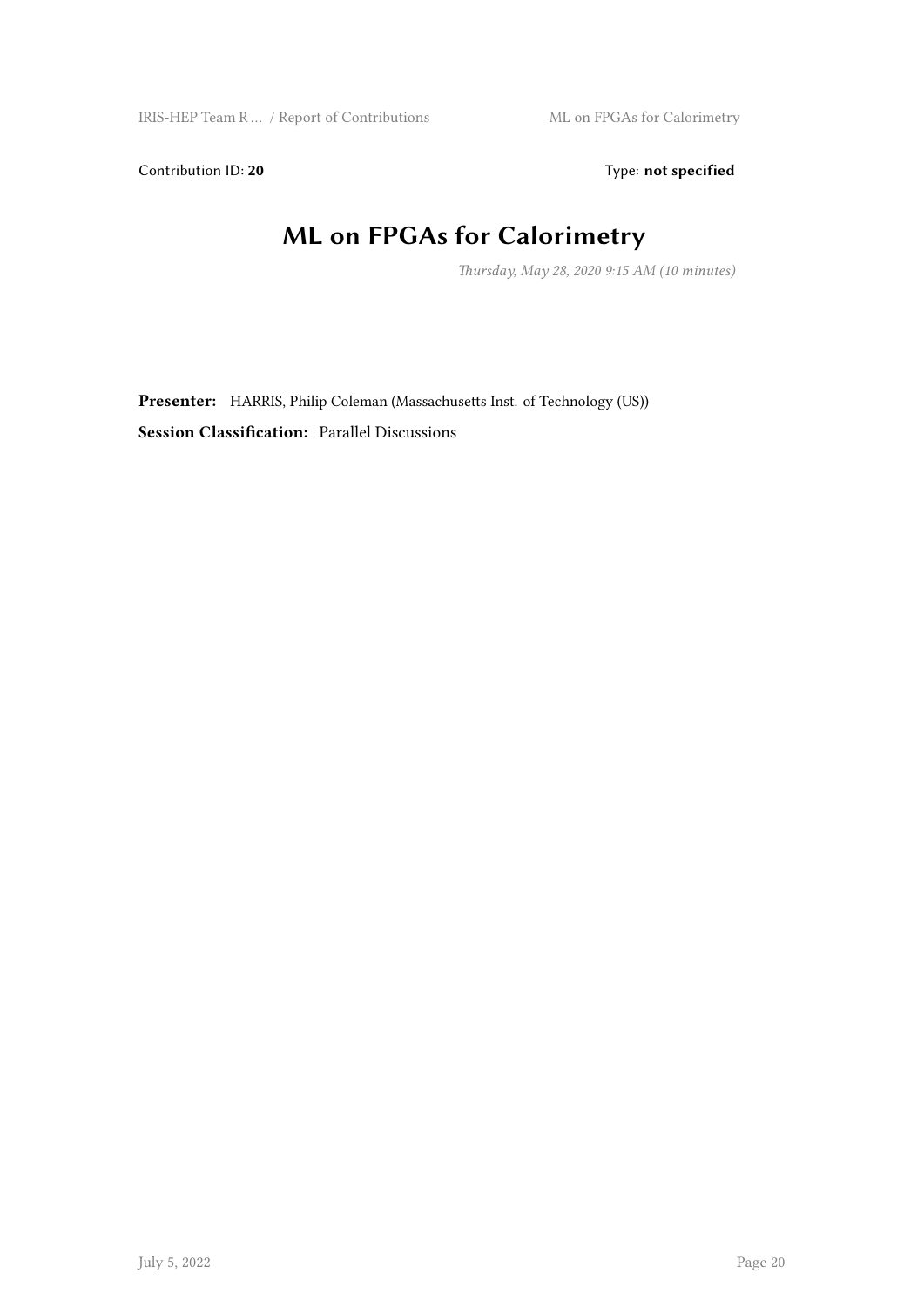Contribution ID: **20** Type: **not specified**

# ML on FPGAs for Calorimetry

*Thursday, May 28, 2020 9:15 AM (10 minutes)*

**Presenter:** HARRIS, Philip Coleman (Massachusetts Inst. of Technology (US))

**Session Classification:** Parallel Discussions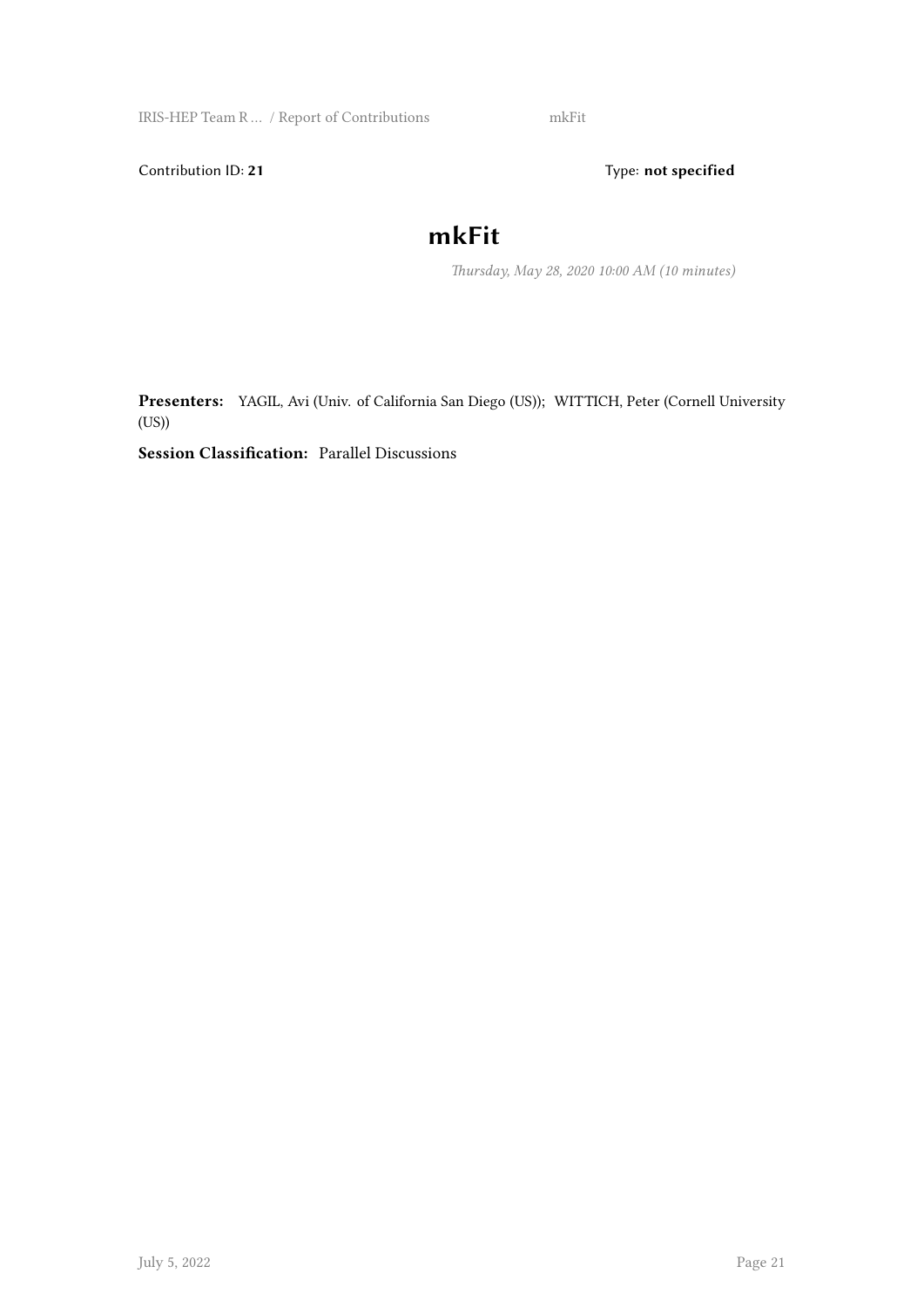Contribution ID: **21** Type: **not specified**

# mkFit

*Thursday, May 28, 2020 10:00 AM (10 minutes)*

**Presenters:** YAGIL, Avi (Univ. of California San Diego (US)); WITTICH, Peter (Cornell University (US))

**Session Classification:** Parallel Discussions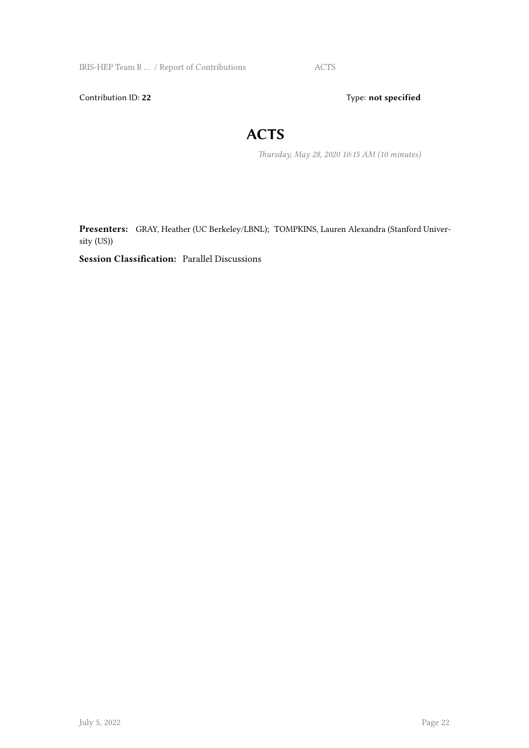Contribution ID: **22** Type: **not specified**

# ACTS

*Thursday, May 28, 2020 10:15 AM (10 minutes)*

**Presenters:** GRAY, Heather (UC Berkeley/LBNL); TOMPKINS, Lauren Alexandra (Stanford University (US))

**Session Classification:** Parallel Discussions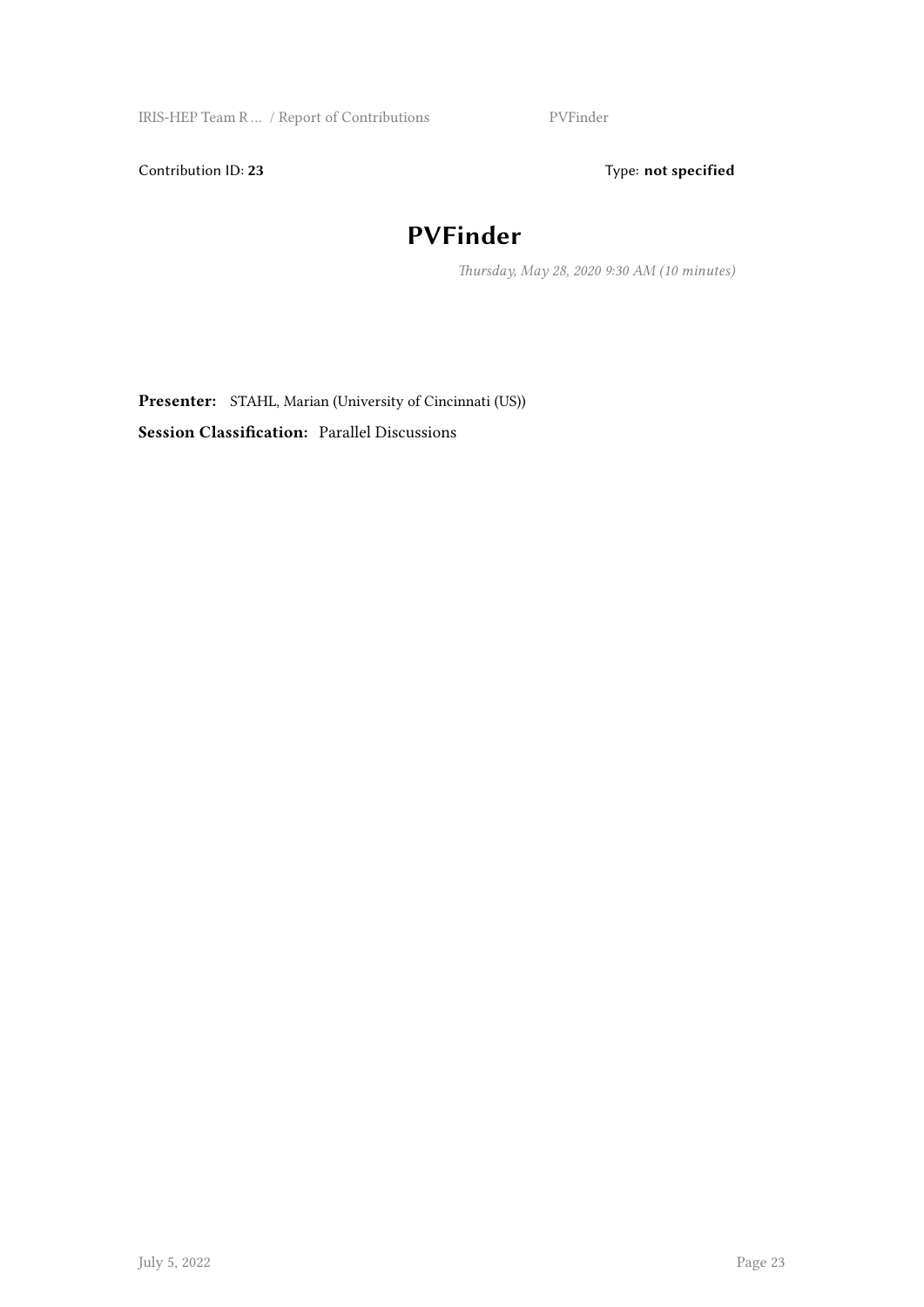Contribution ID: **23** Type: **not specified**

# PVFinder

*Thursday, May 28, 2020 9:30 AM (10 minutes)*

**Presenter:** STAHL, Marian (University of Cincinnati (US))

**Session Classification:** Parallel Discussions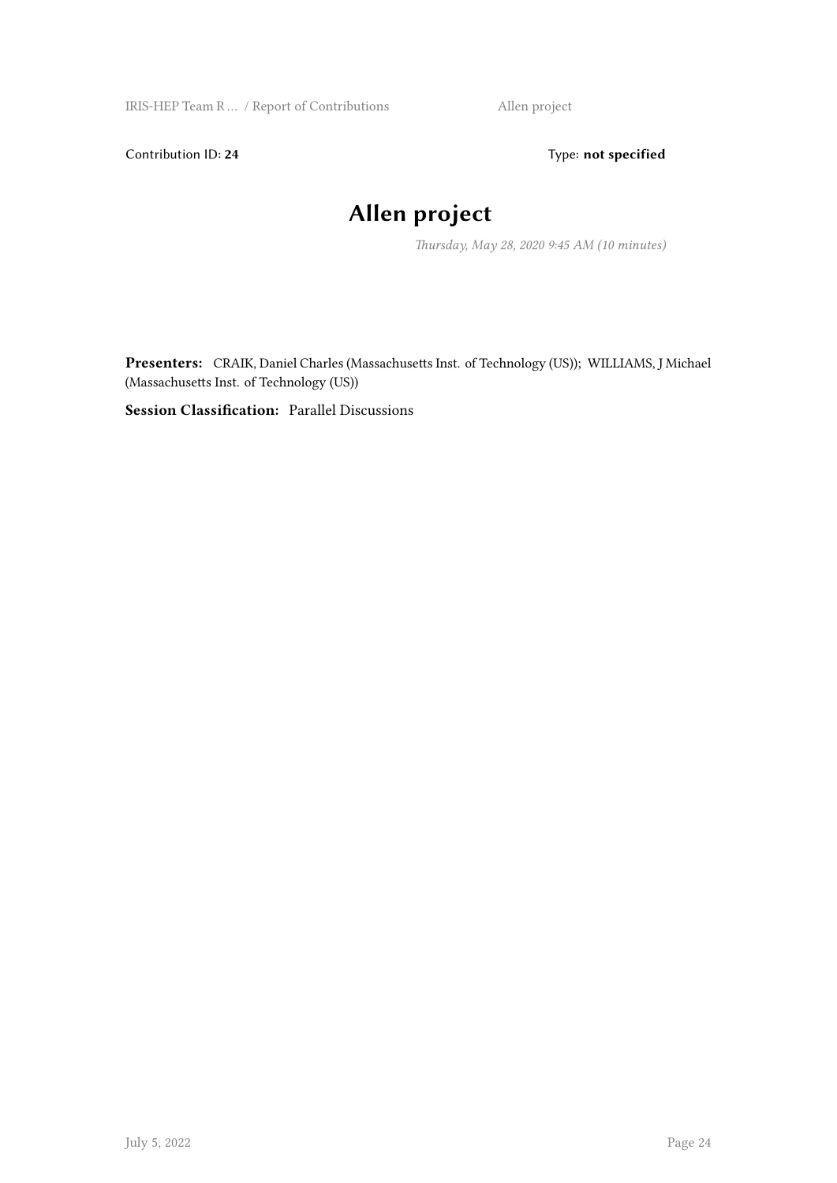Contribution ID: **24** Type: **not specified**

# Allen project

*Thursday, May 28, 2020 9:45 AM (10 minutes)*

**Presenters:** CRAIK, Daniel Charles (Massachusetts Inst. of Technology (US)); WILLIAMS, J Michael (Massachusetts Inst. of Technology (US))

**Session Classification:** Parallel Discussions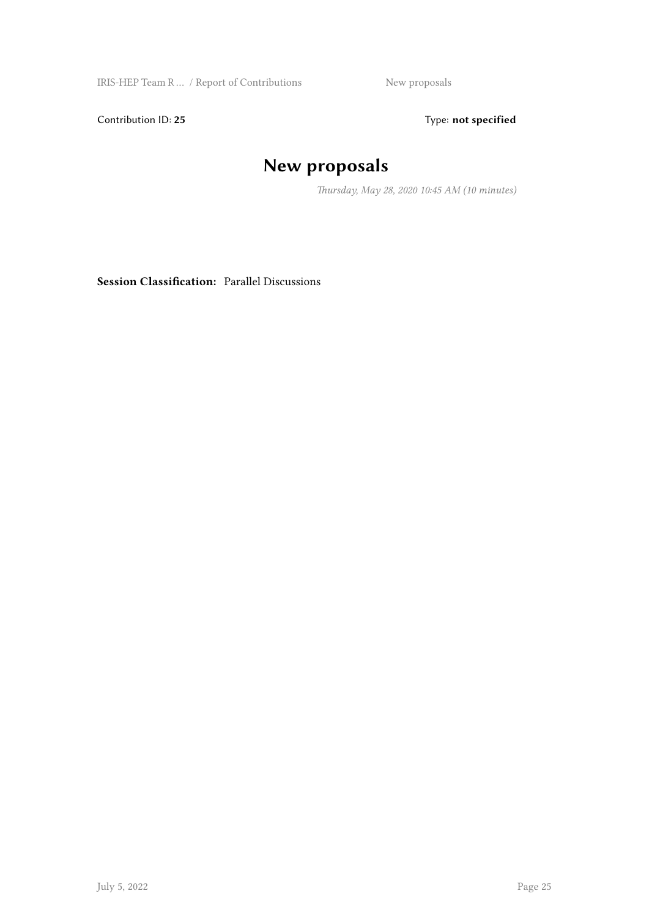Contribution ID: **25** Type: **not specified**

# New proposals

*Thursday, May 28, 2020 10:45 AM (10 minutes)*

**Session Classification:** Parallel Discussions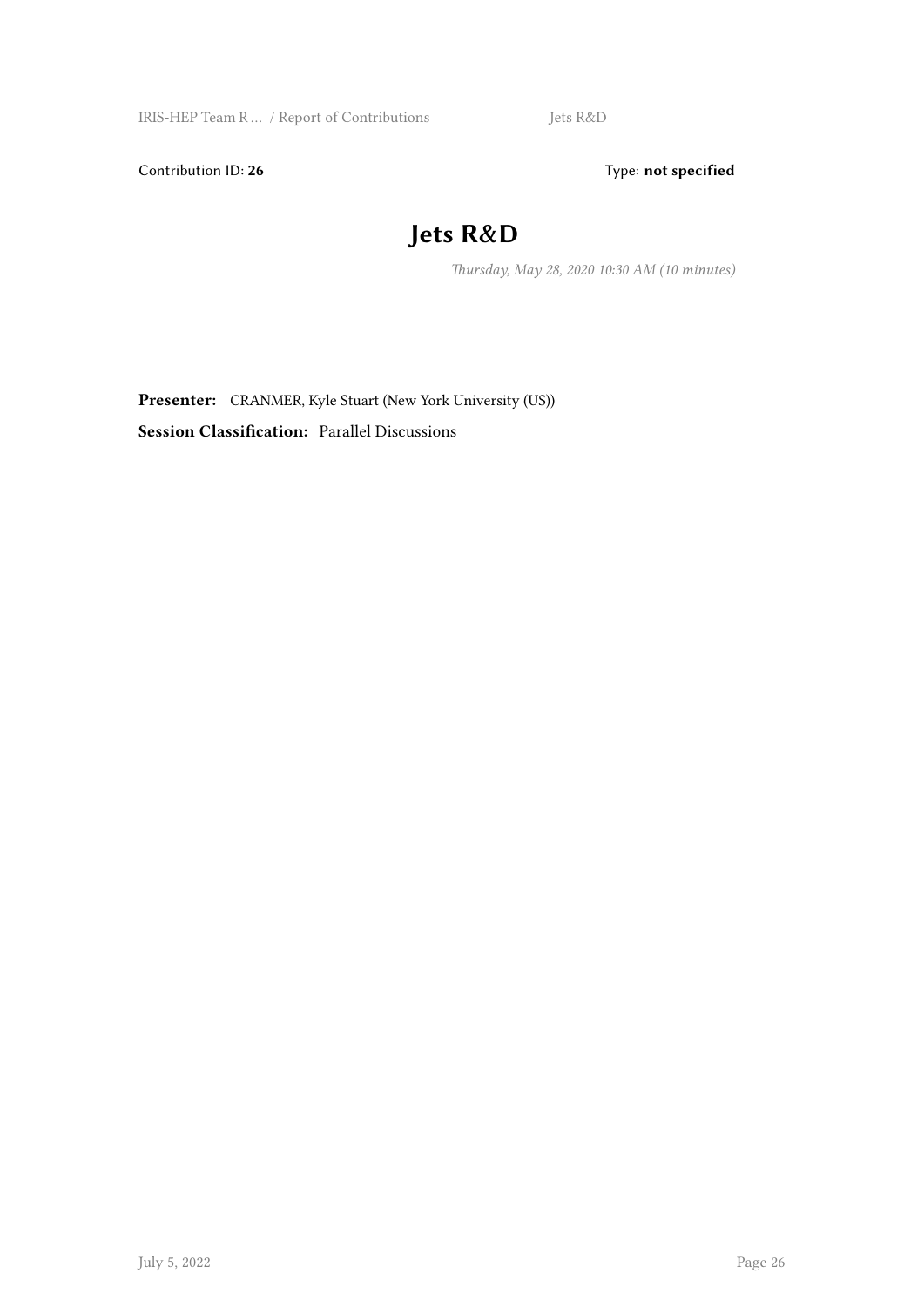Contribution ID: **26** Type: **not specified**

# Jets R&D

*Thursday, May 28, 2020 10:30 AM (10 minutes)*

**Presenter:** CRANMER, Kyle Stuart (New York University (US))

**Session Classification:** Parallel Discussions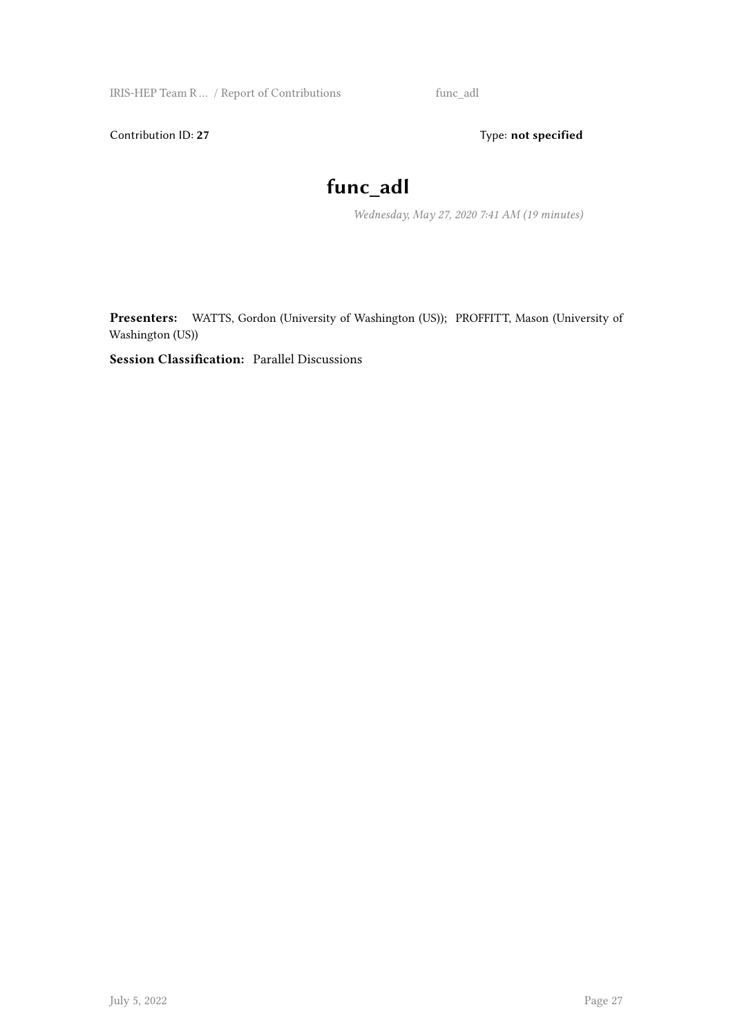Contribution ID: **27** Type: **not specified**

# func_adl

*Wednesday, May 27, 2020 7:41 AM (19 minutes)*

**Presenters:** WATTS, Gordon (University of Washington (US)); PROFFITT, Mason (University of Washington (US))

**Session Classification:** Parallel Discussions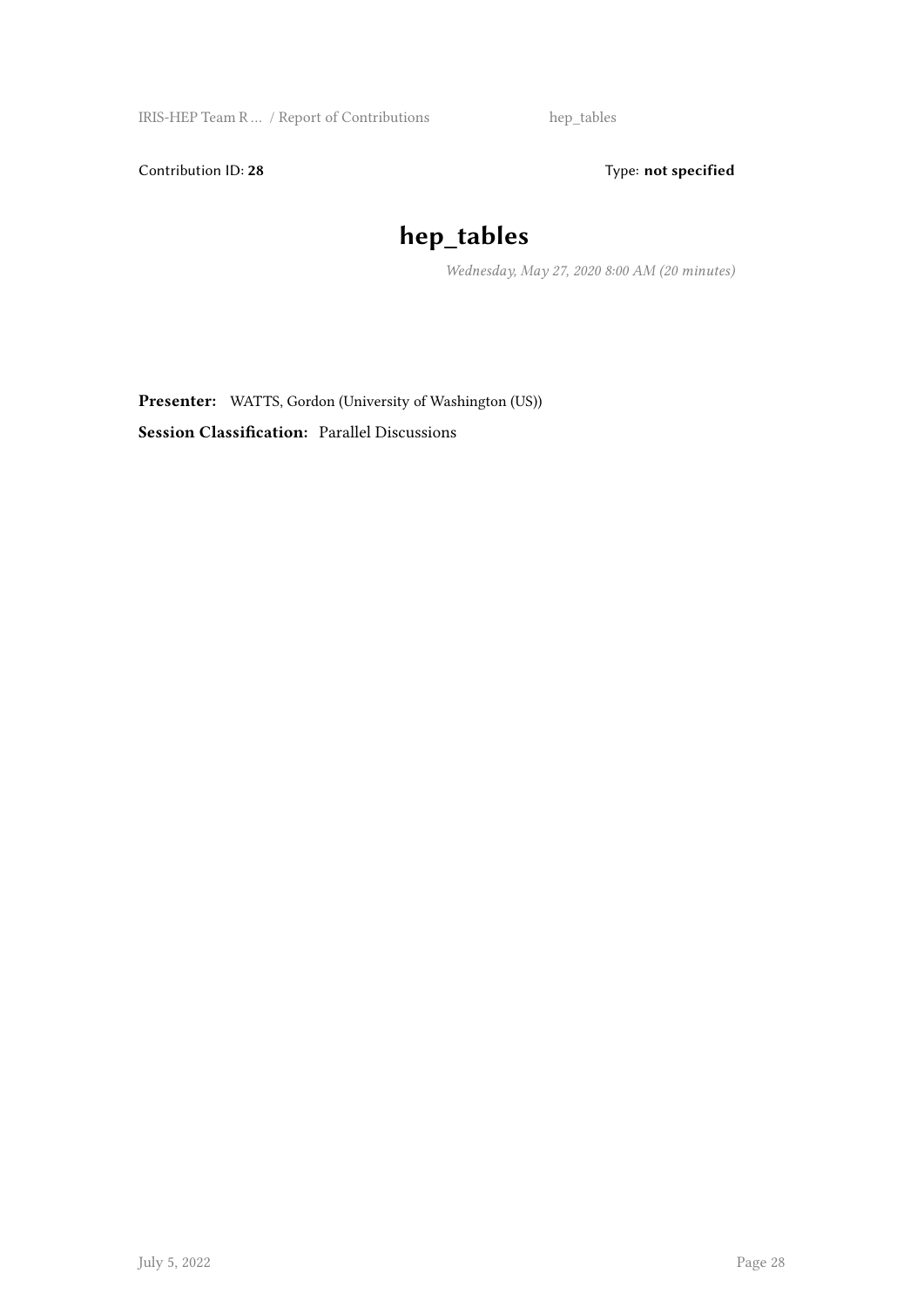Contribution ID: **28** Type: **not specified**

# hep_tables

*Wednesday, May 27, 2020 8:00 AM (20 minutes)*

**Presenter:** WATTS, Gordon (University of Washington (US))

**Session Classification:** Parallel Discussions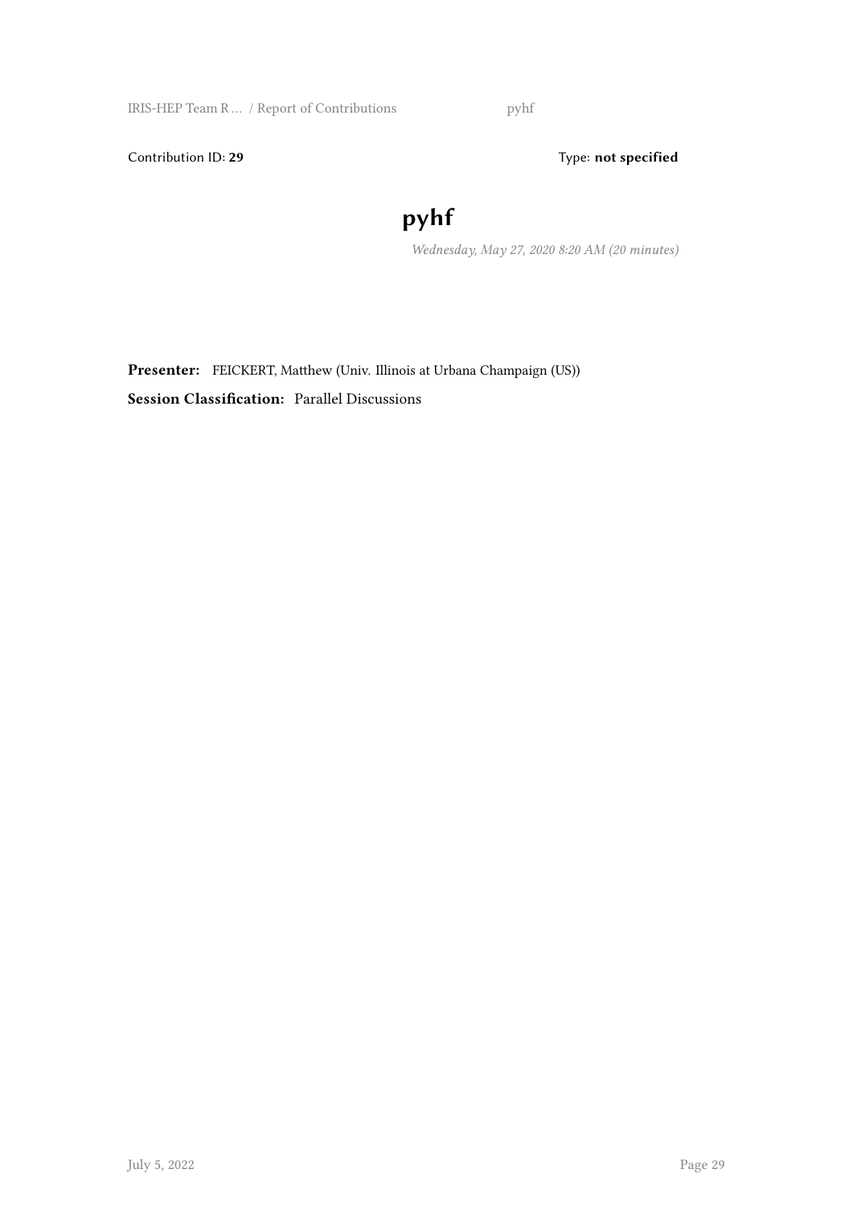Contribution ID: **29** Type: **not specified**

# pyhf

*Wednesday, May 27, 2020 8:20 AM (20 minutes)*

**Presenter:** FEICKERT, Matthew (Univ. Illinois at Urbana Champaign (US))

**Session Classification:** Parallel Discussions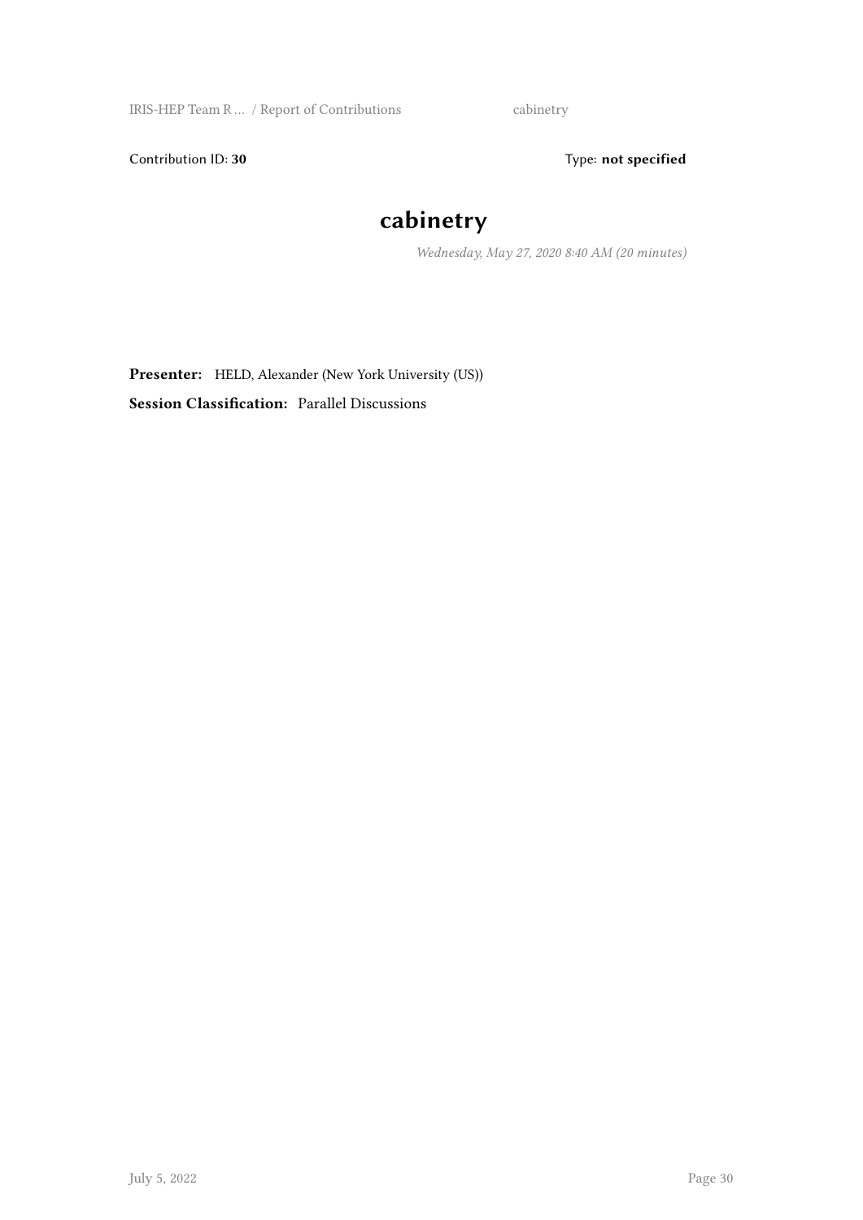Contribution ID: **30** Type: **not specified**

# cabinetry

*Wednesday, May 27, 2020 8:40 AM (20 minutes)*

**Presenter:** HELD, Alexander (New York University (US))

**Session Classification:** Parallel Discussions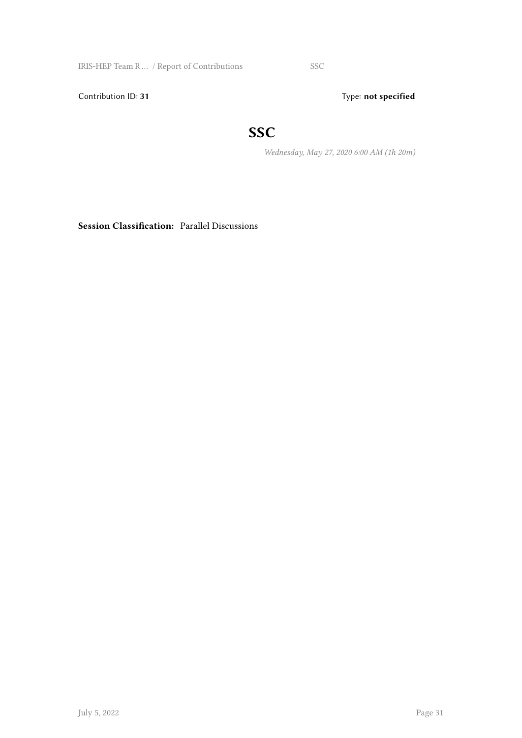Contribution ID: **31**

Type: **not specified**

# SSC

*Wednesday, May 27, 2020 6:00 AM (1h 20m)*

**Session Classification:** Parallel Discussions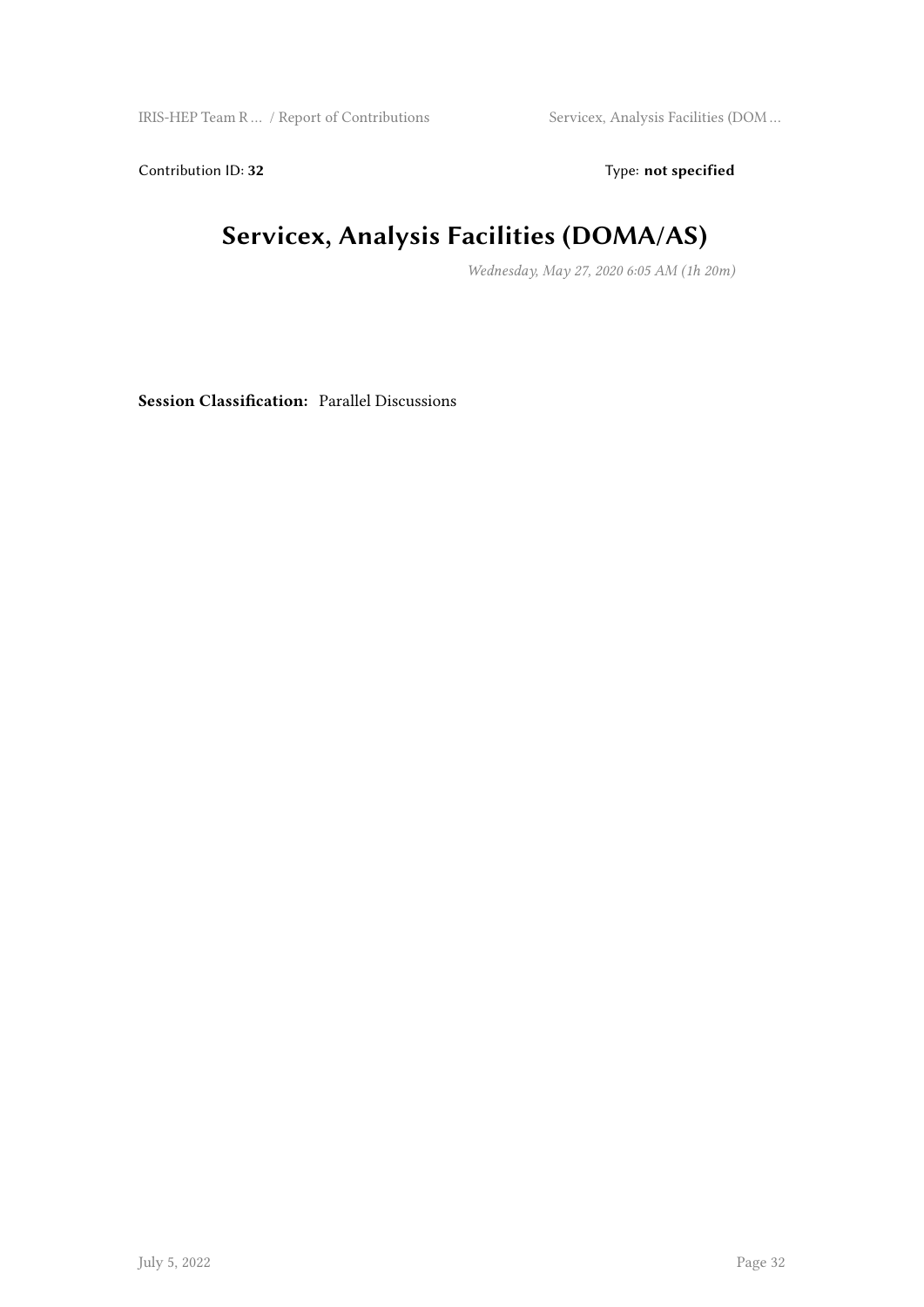Contribution ID: **32** Type: **not specified**

# Servicex, Analysis Facilities (DOMA/AS)

*Wednesday, May 27, 2020 6:05 AM (1h 20m)*

**Session Classification:** Parallel Discussions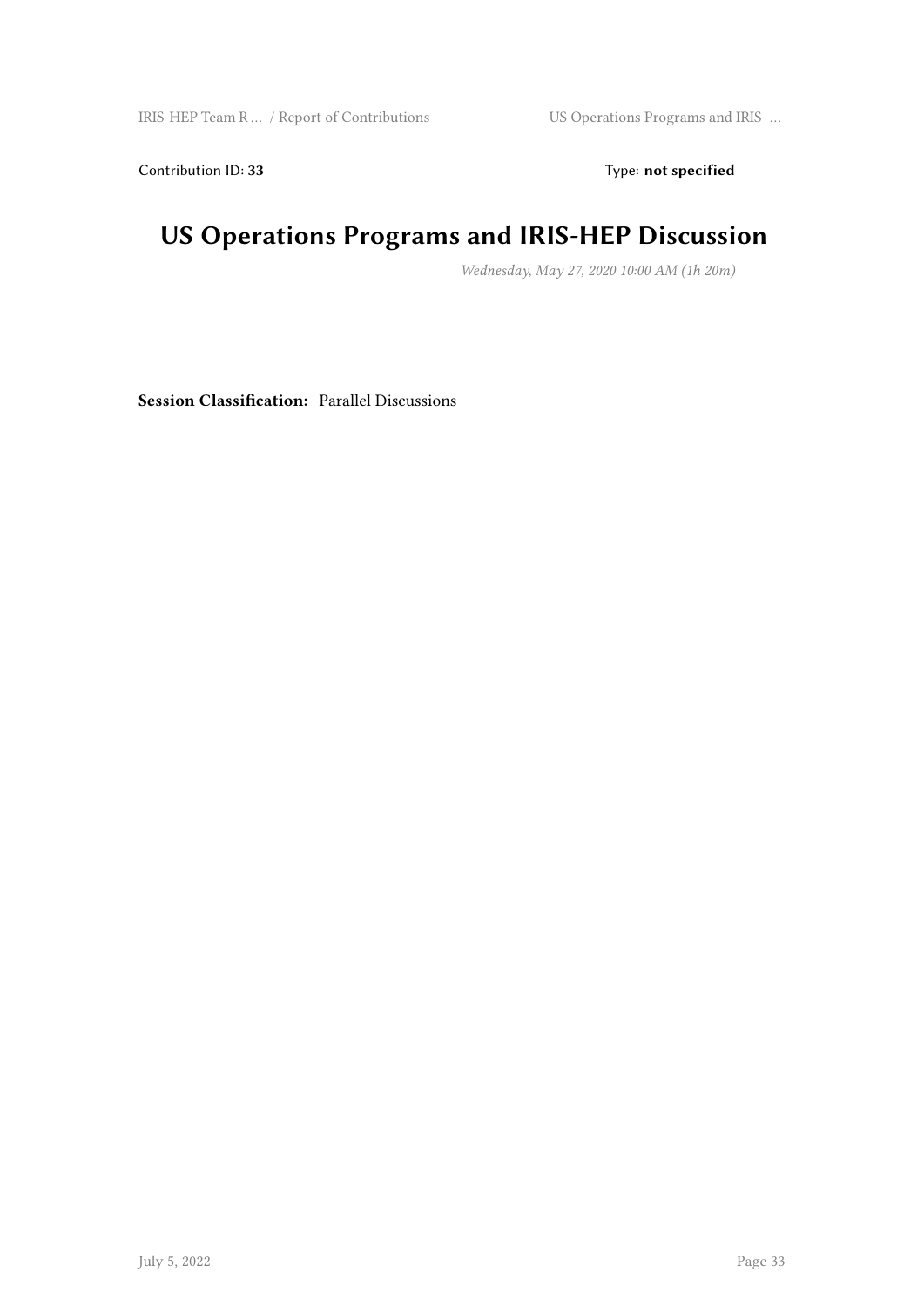Contribution ID: **33** Type: **not specified**

# US Operations Programs and IRIS-HEP Discussion

*Wednesday, May 27, 2020 10:00 AM (1h 20m)*

**Session Classification:** Parallel Discussions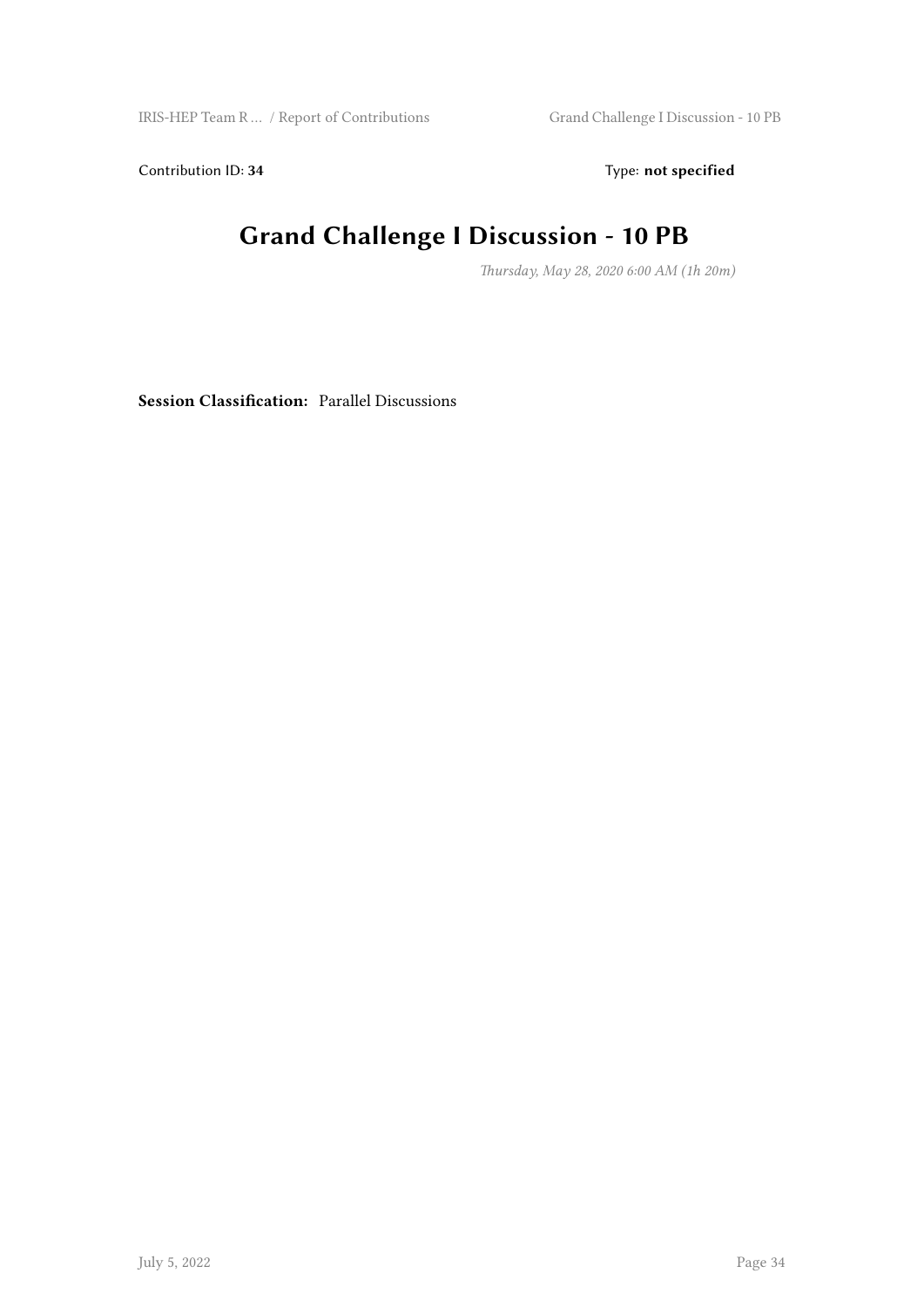Contribution ID: **34** Type: **not specified**

# Grand Challenge I Discussion - 10 PB

*Thursday, May 28, 2020 6:00 AM (1h 20m)*

**Session Classification:** Parallel Discussions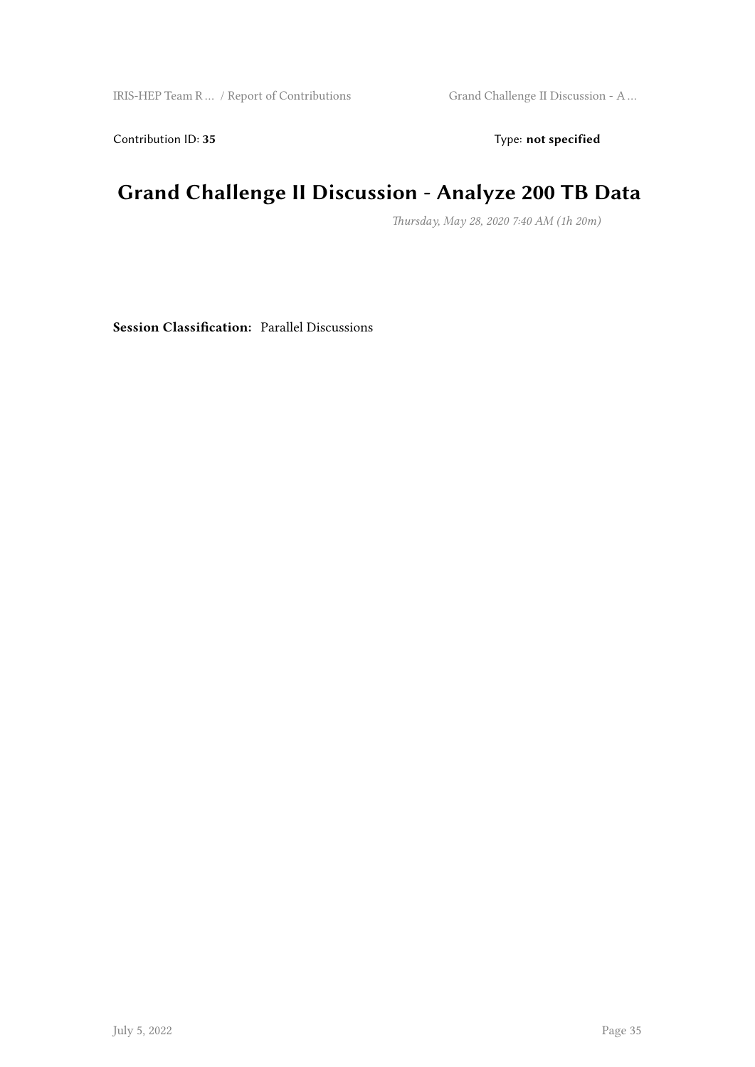Contribution ID: **35** Type: **not specified**

# Grand Challenge II Discussion - Analyze 200 TB Data

*Thursday, May 28, 2020 7:40 AM (1h 20m)*

**Session Classification:** Parallel Discussions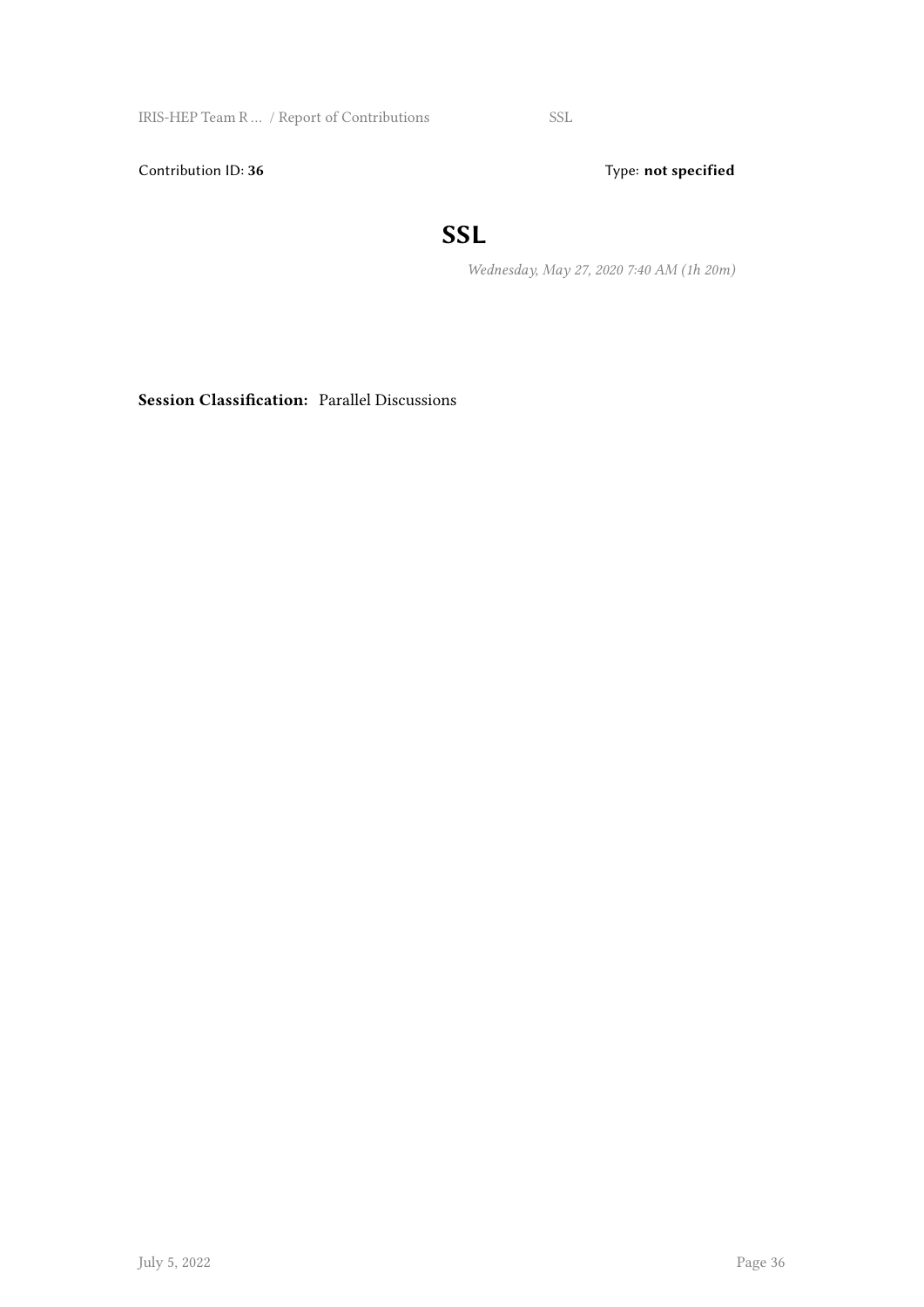Contribution ID: **36**

Type: **not specified**

# SSL

*Wednesday, May 27, 2020 7:40 AM (1h 20m)*

**Session Classification:** Parallel Discussions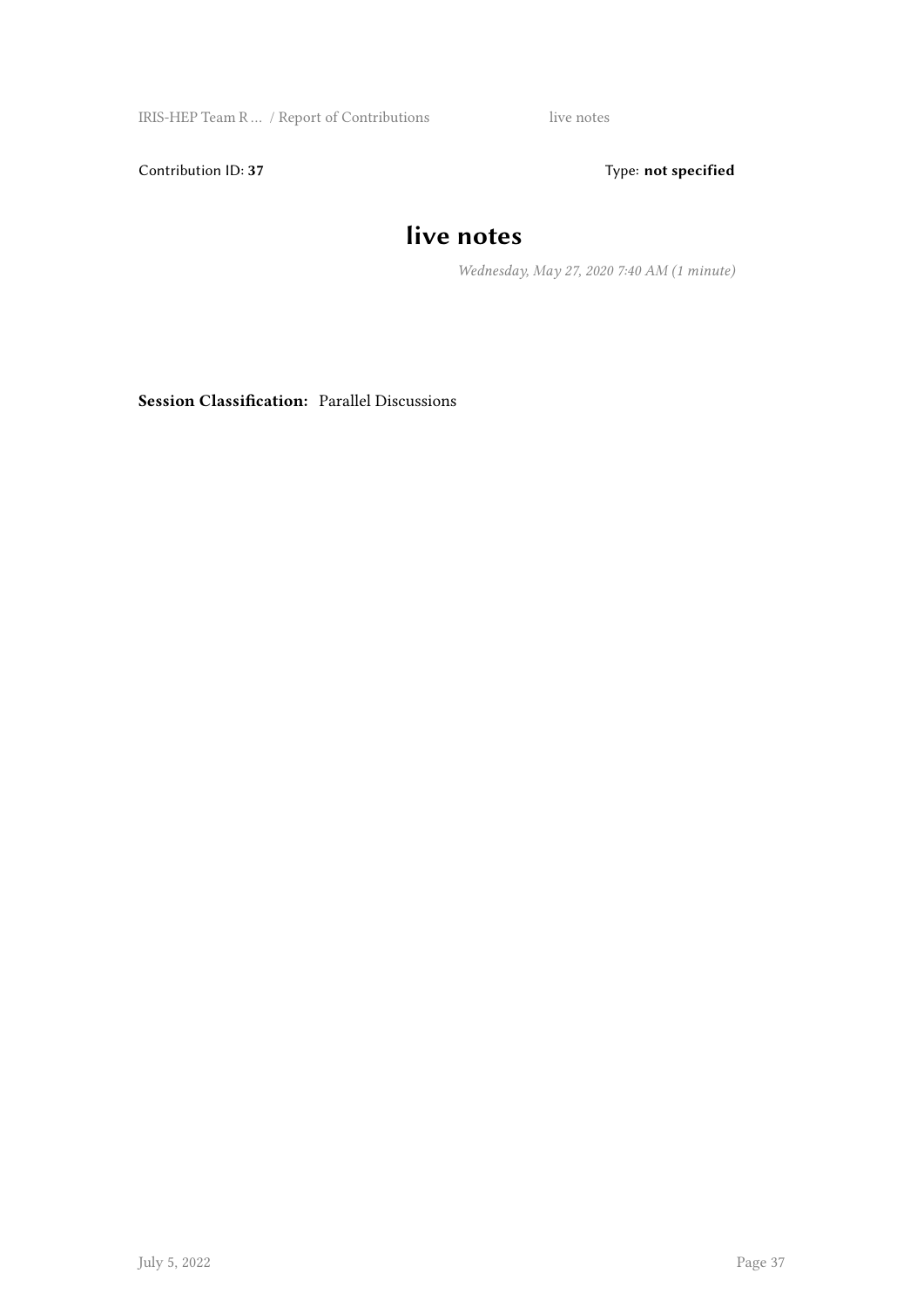Contribution ID: **37** Type: **not specified**

# live notes

*Wednesday, May 27, 2020 7:40 AM (1 minute)*

**Session Classification:** Parallel Discussions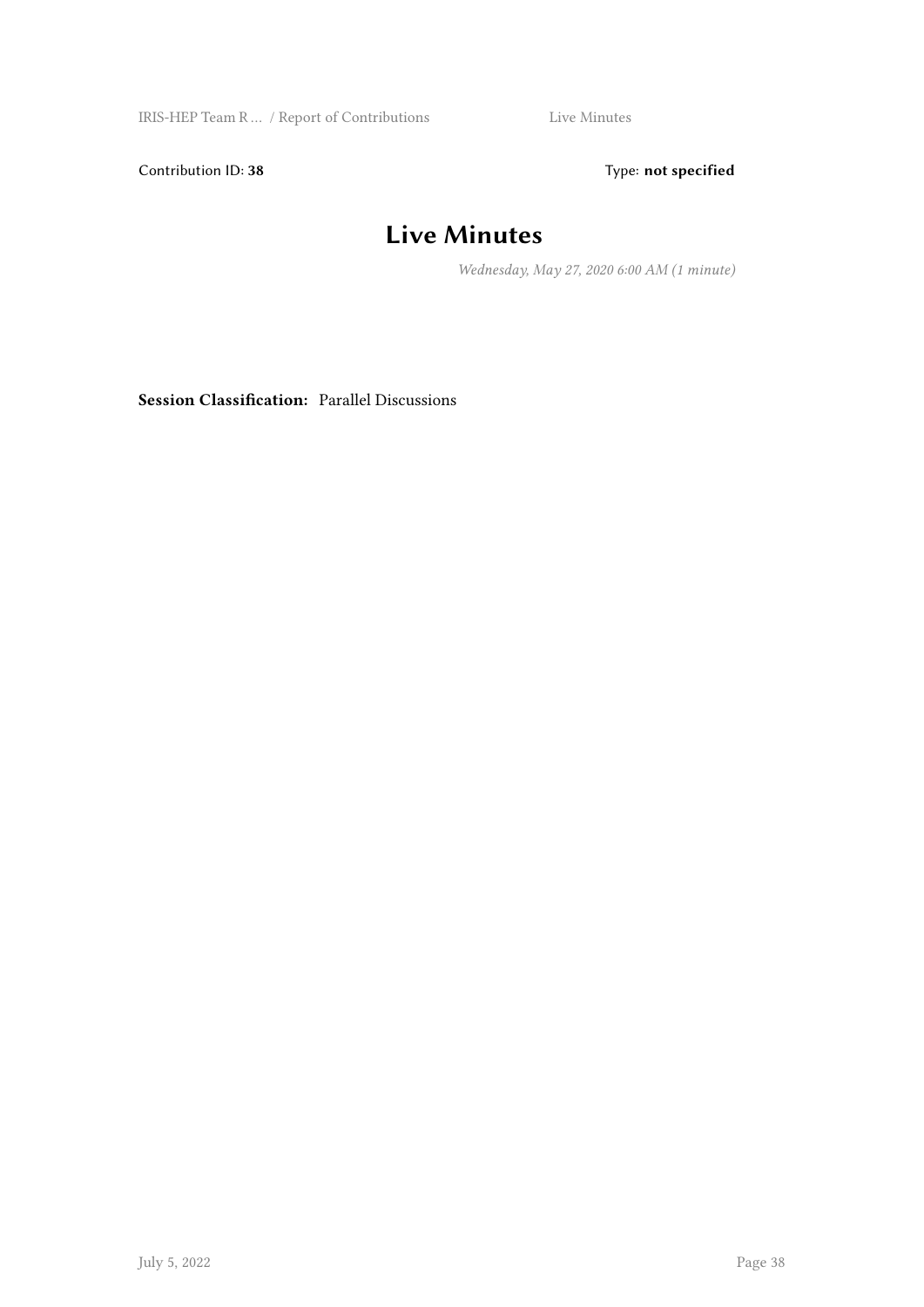Contribution ID: **38** Type: **not specified**

# Live Minutes

*Wednesday, May 27, 2020 6:00 AM (1 minute)*

**Session Classification:** Parallel Discussions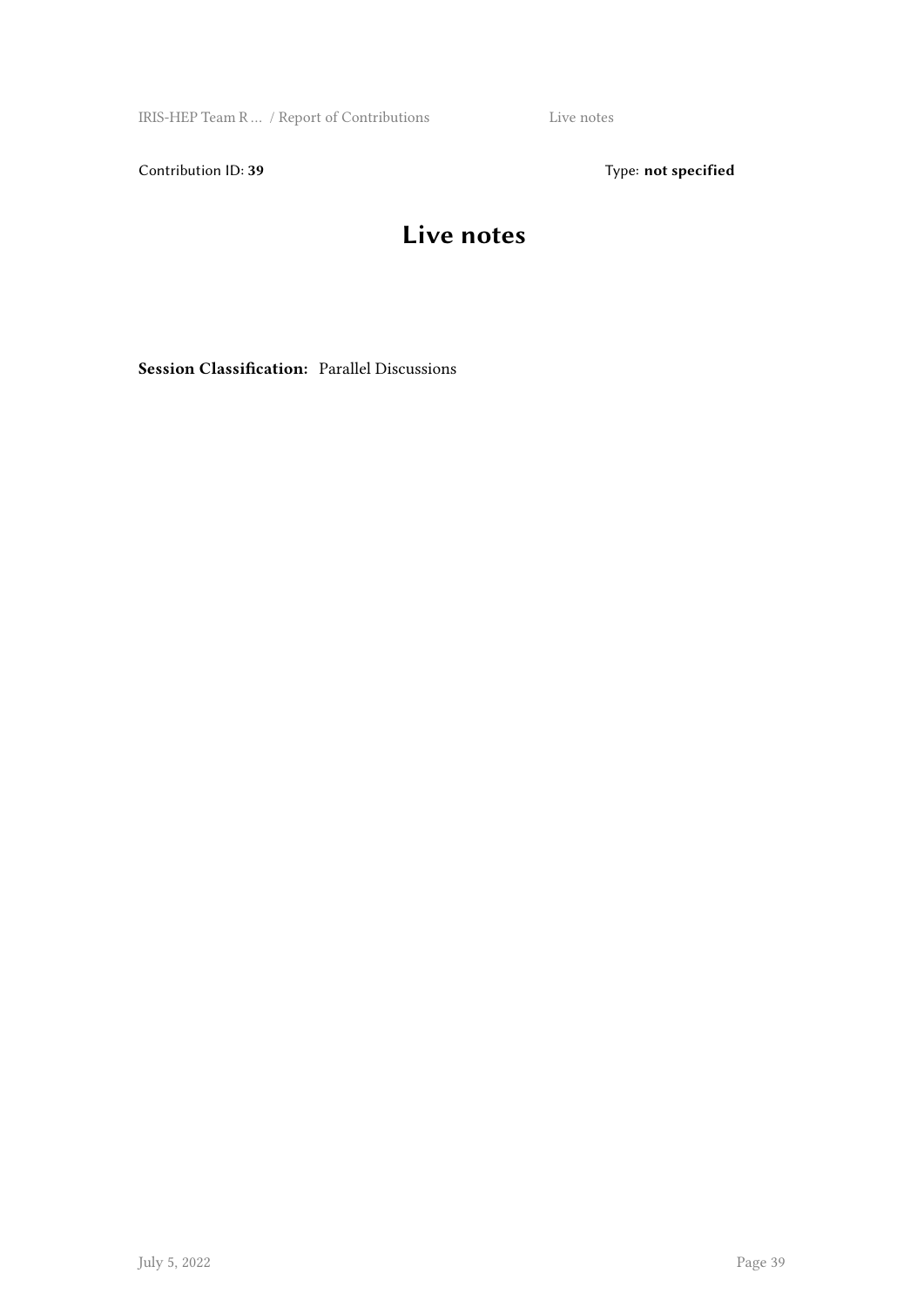Contribution ID: **39**  Type: **not specified**

# Live notes

**Session Classification:** Parallel Discussions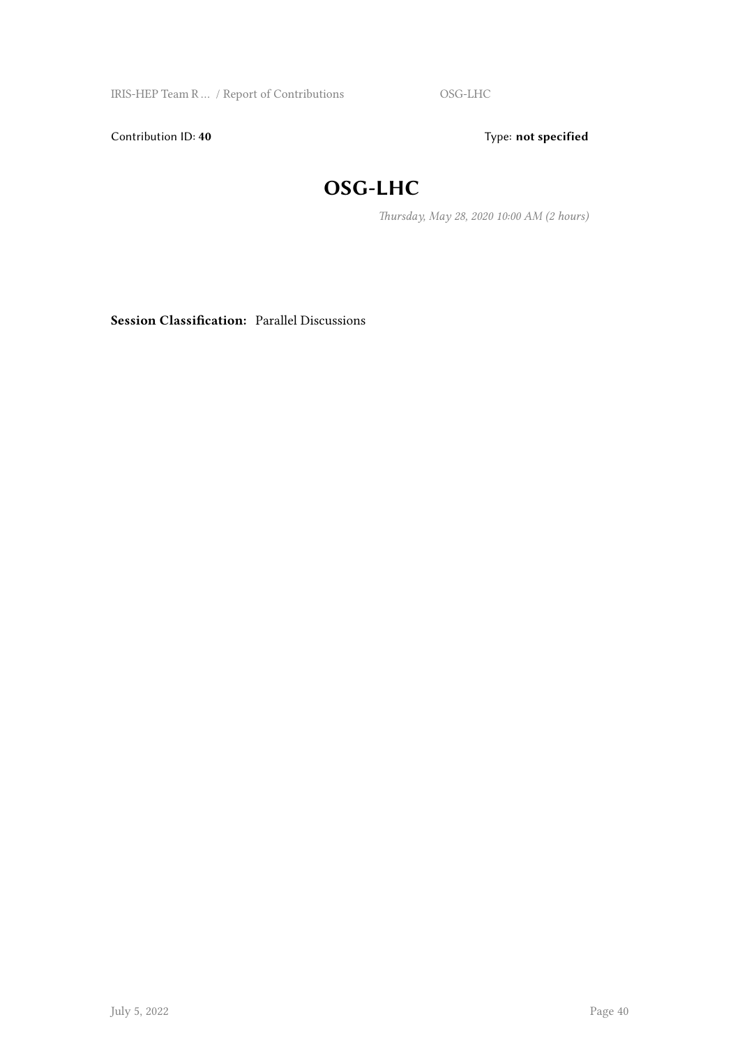Contribution ID: **40** Type: **not specified**

# OSG-LHC

*Thursday, May 28, 2020 10:00 AM (2 hours)*

**Session Classification:** Parallel Discussions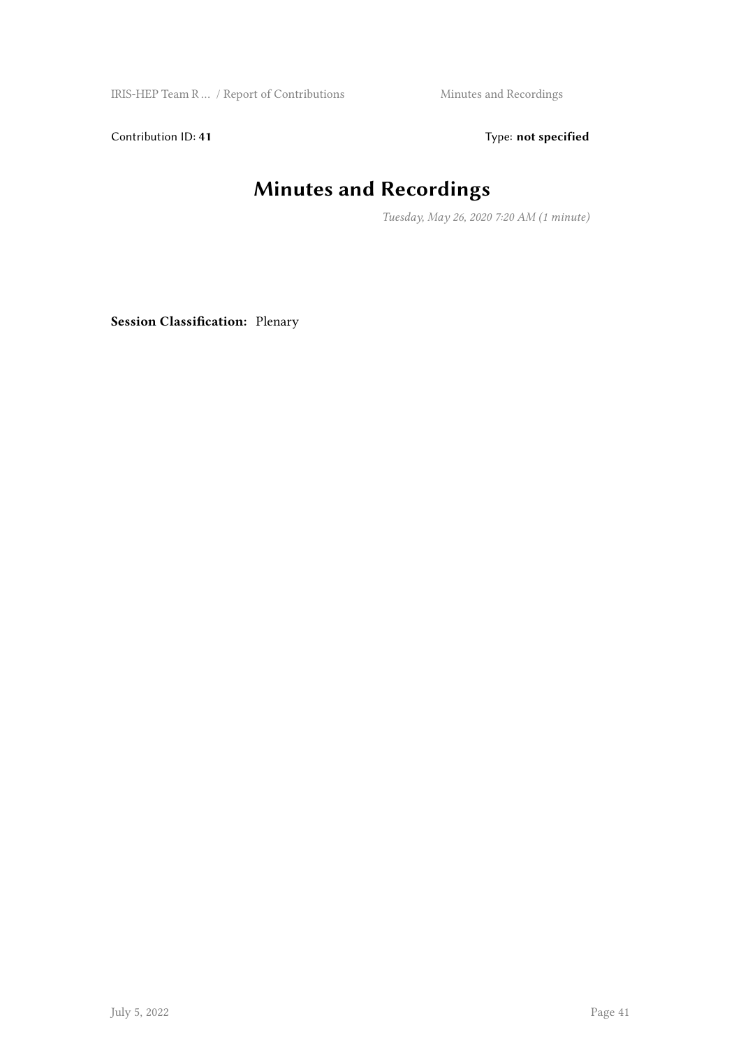Contribution ID: **41** Type: **not specified**

# Minutes and Recordings

*Tuesday, May 26, 2020 7:20 AM (1 minute)*

**Session Classification:** Plenary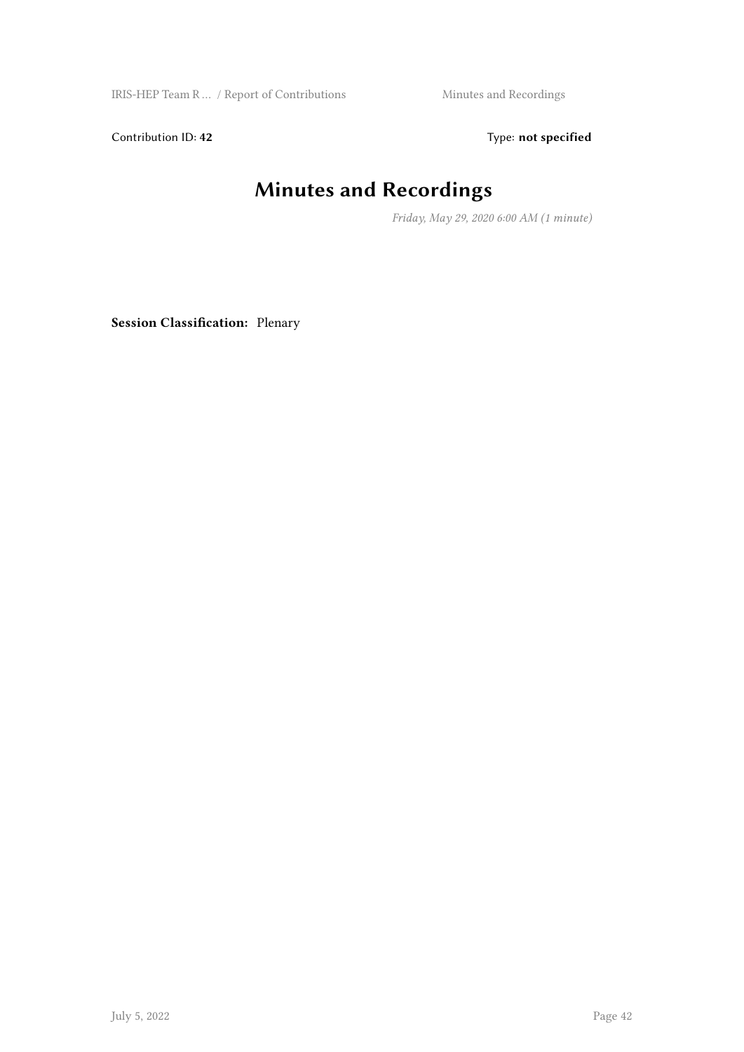Contribution ID: **42** Type: **not specified**

# Minutes and Recordings

*Friday, May 29, 2020 6:00 AM (1 minute)*

**Session Classification:** Plenary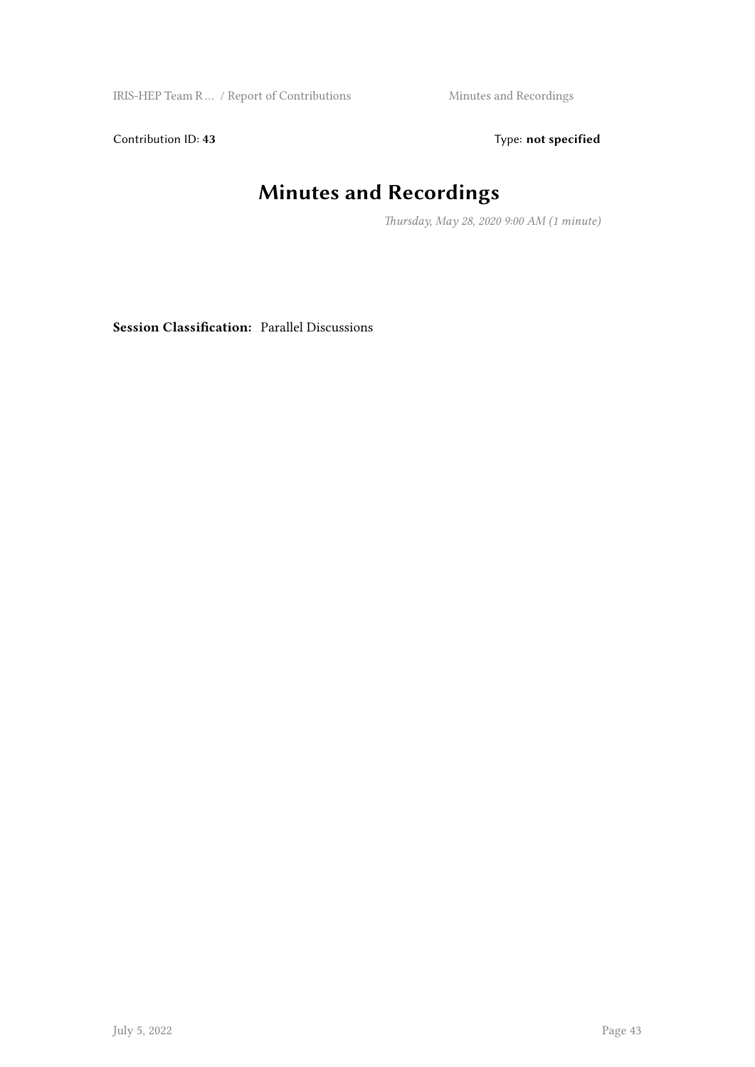Contribution ID: **43** Type: **not specified**

# Minutes and Recordings

*Thursday, May 28, 2020 9:00 AM (1 minute)*

**Session Classification:** Parallel Discussions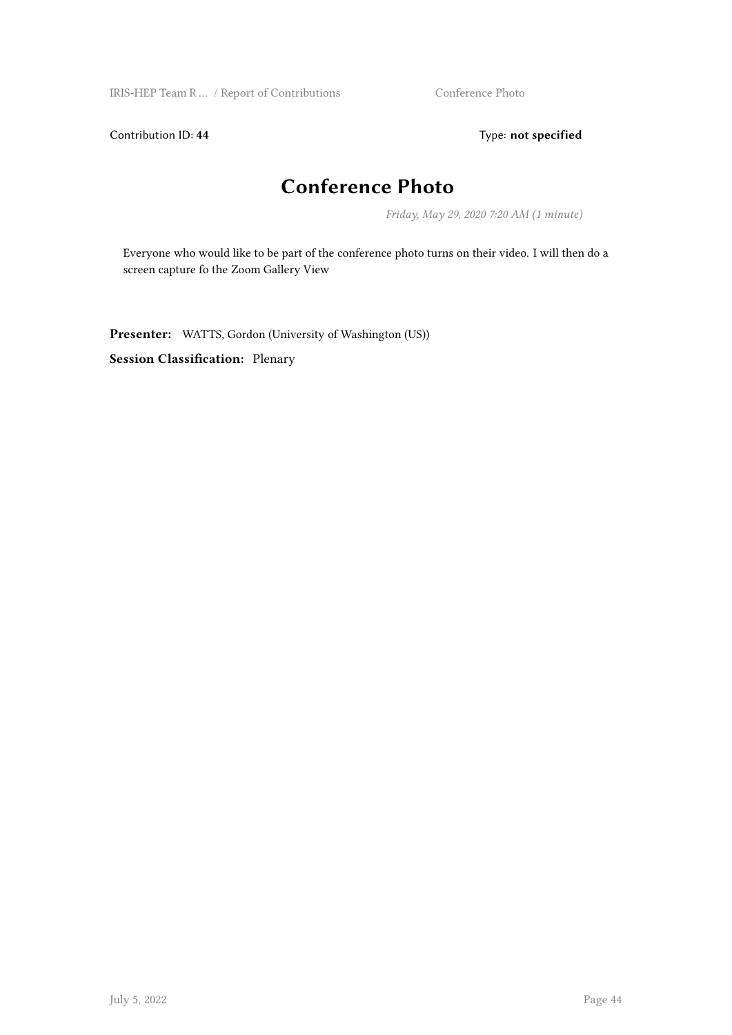Contribution ID: **44**

Type: **not specified**

# Conference Photo

*Friday, May 29, 2020 7:20 AM (1 minute)*

Everyone who would like to be part of the conference photo turns on their video. I will then do a screen capture fo the Zoom Gallery View

**Presenter:** WATTS, Gordon (University of Washington (US))

**Session Classification:** Plenary